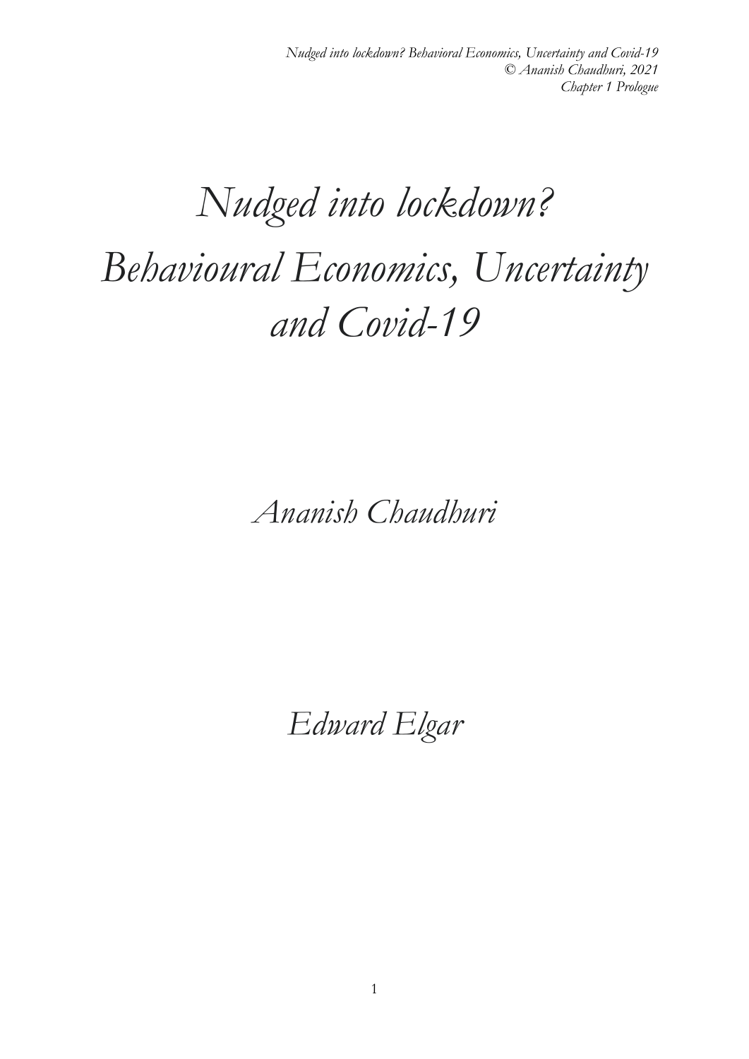# *Nudged into lockdown? Behavioural Economics, Uncertainty and Covid-19*

*Ananish Chaudhuri*

*Edward Elgar*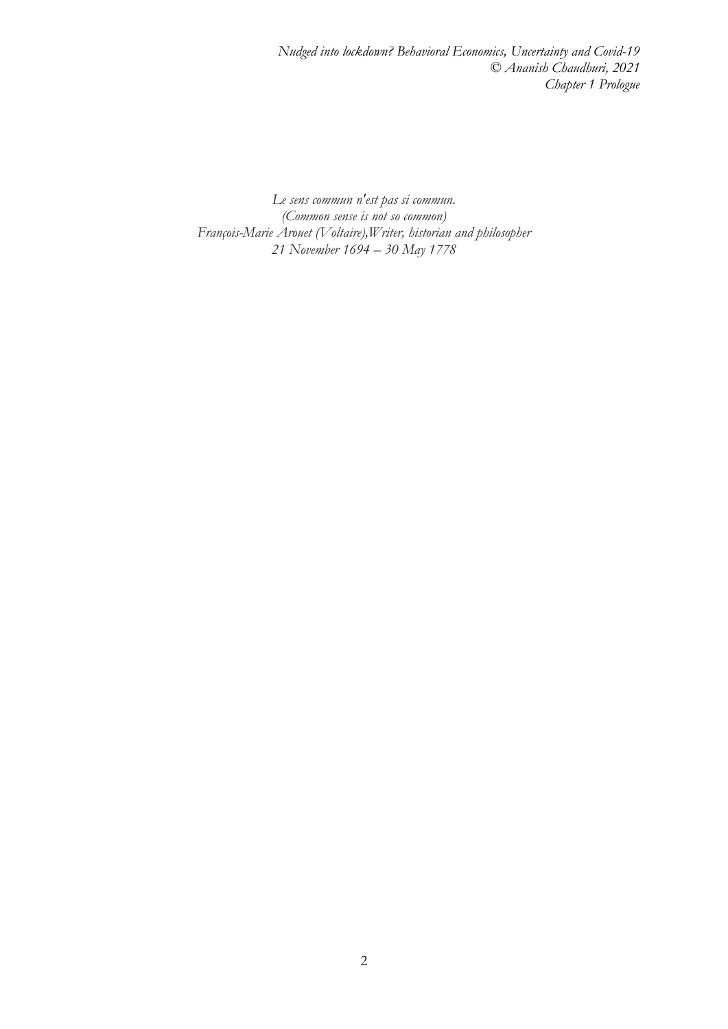*Le sens commun n'est pas si commun.*
*(Common sense is not so common)*
*François-Marie Arouet (Voltaire),Writer, historian and philosopher*
*21 November 1694 – 30 May 1778*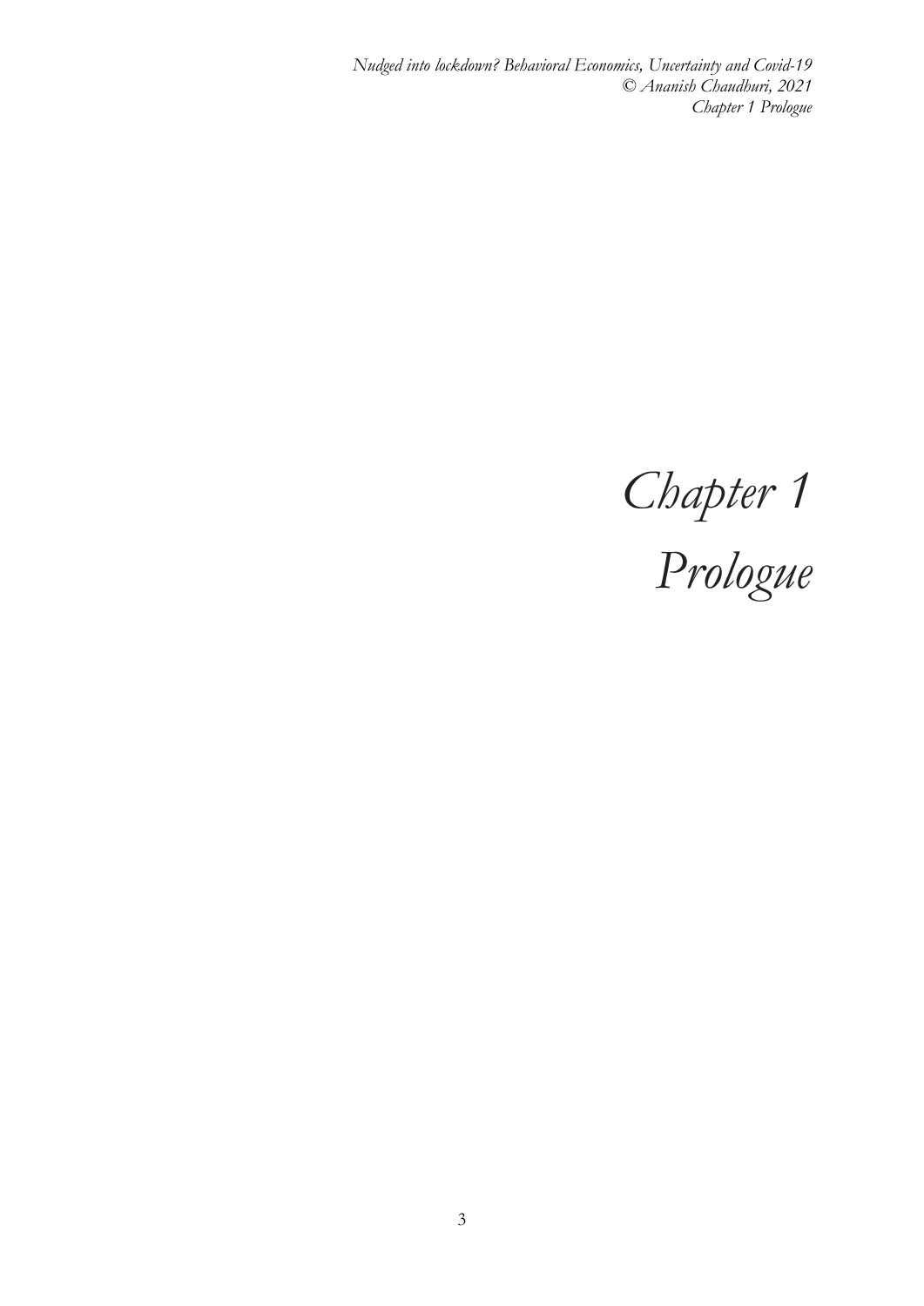# *Chapter 1*
# *Prologue*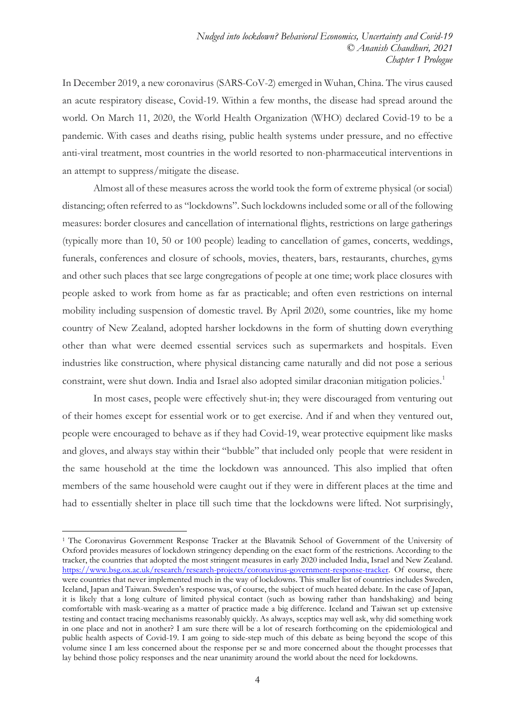In December 2019, a new coronavirus (SARS-CoV-2) emerged in Wuhan, China. The virus caused an acute respiratory disease, Covid-19. Within a few months, the disease had spread around the world. On March 11, 2020, the World Health Organization (WHO) declared Covid-19 to be a pandemic. With cases and deaths rising, public health systems under pressure, and no effective anti-viral treatment, most countries in the world resorted to non-pharmaceutical interventions in an attempt to suppress/mitigate the disease.

Almost all of these measures across the world took the form of extreme physical (or social) distancing; often referred to as "lockdowns". Such lockdowns included some or all of the following measures: border closures and cancellation of international flights, restrictions on large gatherings (typically more than 10, 50 or 100 people) leading to cancellation of games, concerts, weddings, funerals, conferences and closure of schools, movies, theaters, bars, restaurants, churches, gyms and other such places that see large congregations of people at one time; work place closures with people asked to work from home as far as practicable; and often even restrictions on internal mobility including suspension of domestic travel. By April 2020, some countries, like my home country of New Zealand, adopted harsher lockdowns in the form of shutting down everything other than what were deemed essential services such as supermarkets and hospitals. Even industries like construction, where physical distancing came naturally and did not pose a serious constraint, were shut down. India and Israel also adopted similar draconian mitigation policies.[1]

In most cases, people were effectively shut-in; they were discouraged from venturing out of their homes except for essential work or to get exercise. And if and when they ventured out, people were encouraged to behave as if they had Covid-19, wear protective equipment like masks and gloves, and always stay within their "bubble" that included only people that were resident in the same household at the time the lockdown was announced. This also implied that often members of the same household were caught out if they were in different places at the time and had to essentially shelter in place till such time that the lockdowns were lifted. Not surprisingly,

---

[1] The Coronavirus Government Response Tracker at the Blavatnik School of Government of the University of Oxford provides measures of lockdown stringency depending on the exact form of the restrictions. According to the tracker, the countries that adopted the most stringent measures in early 2020 included India, Israel and New Zealand. https://www.bsg.ox.ac.uk/research/research-projects/coronavirus-government-response-tracker. Of course, there were countries that never implemented much in the way of lockdowns. This smaller list of countries includes Sweden, Iceland, Japan and Taiwan. Sweden's response was, of course, the subject of much heated debate. In the case of Japan, it is likely that a long culture of limited physical contact (such as bowing rather than handshaking) and being comfortable with mask-wearing as a matter of practice made a big difference. Iceland and Taiwan set up extensive testing and contact tracing mechanisms reasonably quickly. As always, sceptics may well ask, why did something work in one place and not in another? I am sure there will be a lot of research forthcoming on the epidemiological and public health aspects of Covid-19. I am going to side-step much of this debate as being beyond the scope of this volume since I am less concerned about the response per se and more concerned about the thought processes that lay behind those policy responses and the near unanimity around the world about the need for lockdowns.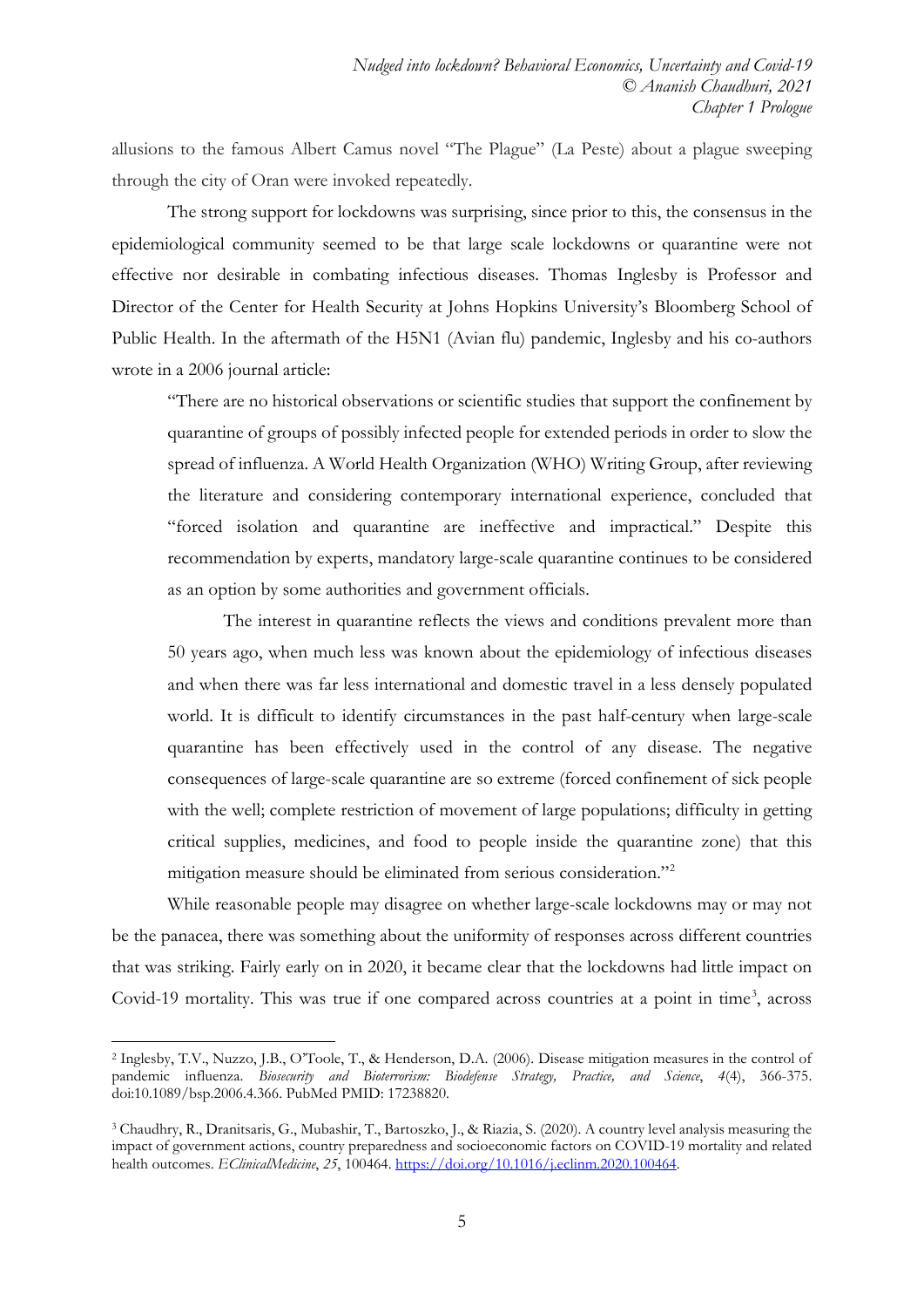allusions to the famous Albert Camus novel "The Plague" (La Peste) about a plague sweeping through the city of Oran were invoked repeatedly.

The strong support for lockdowns was surprising, since prior to this, the consensus in the epidemiological community seemed to be that large scale lockdowns or quarantine were not effective nor desirable in combating infectious diseases. Thomas Inglesby is Professor and Director of the Center for Health Security at Johns Hopkins University's Bloomberg School of Public Health. In the aftermath of the H5N1 (Avian flu) pandemic, Inglesby and his co-authors wrote in a 2006 journal article:

> "There are no historical observations or scientific studies that support the confinement by quarantine of groups of possibly infected people for extended periods in order to slow the spread of influenza. A World Health Organization (WHO) Writing Group, after reviewing the literature and considering contemporary international experience, concluded that "forced isolation and quarantine are ineffective and impractical." Despite this recommendation by experts, mandatory large-scale quarantine continues to be considered as an option by some authorities and government officials.
>
> The interest in quarantine reflects the views and conditions prevalent more than 50 years ago, when much less was known about the epidemiology of infectious diseases and when there was far less international and domestic travel in a less densely populated world. It is difficult to identify circumstances in the past half-century when large-scale quarantine has been effectively used in the control of any disease. The negative consequences of large-scale quarantine are so extreme (forced confinement of sick people with the well; complete restriction of movement of large populations; difficulty in getting critical supplies, medicines, and food to people inside the quarantine zone) that this mitigation measure should be eliminated from serious consideration."[2]

While reasonable people may disagree on whether large-scale lockdowns may or may not be the panacea, there was something about the uniformity of responses across different countries that was striking. Fairly early on in 2020, it became clear that the lockdowns had little impact on Covid-19 mortality. This was true if one compared across countries at a point in time[3], across

---

[2] Inglesby, T.V., Nuzzo, J.B., O'Toole, T., & Henderson, D.A. (2006). Disease mitigation measures in the control of pandemic influenza. *Biosecurity and Bioterrorism: Biodefense Strategy, Practice, and Science*, *4*(4), 366-375. doi:10.1089/bsp.2006.4.366. PubMed PMID: 17238820.

[3] Chaudhry, R., Dranitsaris, G., Mubashir, T., Bartoszko, J., & Riazia, S. (2020). A country level analysis measuring the impact of government actions, country preparedness and socioeconomic factors on COVID-19 mortality and related health outcomes. *EClinicalMedicine*, *25*, 100464. https://doi.org/10.1016/j.eclinm.2020.100464.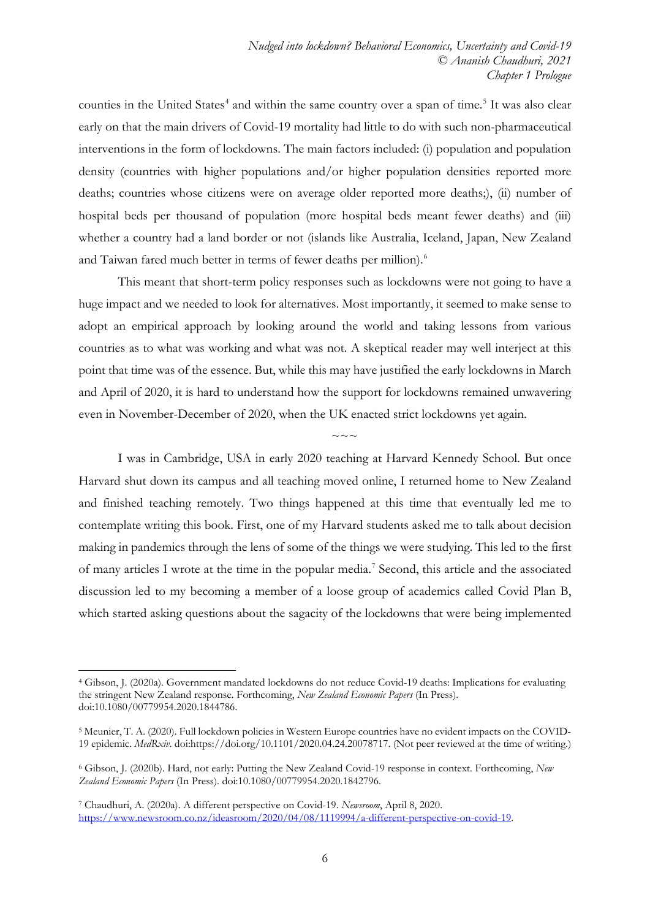counties in the United States[4] and within the same country over a span of time.[5] It was also clear early on that the main drivers of Covid-19 mortality had little to do with such non-pharmaceutical interventions in the form of lockdowns. The main factors included: (i) population and population density (countries with higher populations and/or higher population densities reported more deaths; countries whose citizens were on average older reported more deaths;), (ii) number of hospital beds per thousand of population (more hospital beds meant fewer deaths) and (iii) whether a country had a land border or not (islands like Australia, Iceland, Japan, New Zealand and Taiwan fared much better in terms of fewer deaths per million).[6]

This meant that short-term policy responses such as lockdowns were not going to have a huge impact and we needed to look for alternatives. Most importantly, it seemed to make sense to adopt an empirical approach by looking around the world and taking lessons from various countries as to what was working and what was not. A skeptical reader may well interject at this point that time was of the essence. But, while this may have justified the early lockdowns in March and April of 2020, it is hard to understand how the support for lockdowns remained unwavering even in November-December of 2020, when the UK enacted strict lockdowns yet again.

~~~

I was in Cambridge, USA in early 2020 teaching at Harvard Kennedy School. But once Harvard shut down its campus and all teaching moved online, I returned home to New Zealand and finished teaching remotely. Two things happened at this time that eventually led me to contemplate writing this book. First, one of my Harvard students asked me to talk about decision making in pandemics through the lens of some of the things we were studying. This led to the first of many articles I wrote at the time in the popular media.[7] Second, this article and the associated discussion led to my becoming a member of a loose group of academics called Covid Plan B, which started asking questions about the sagacity of the lockdowns that were being implemented

---

[4] Gibson, J. (2020a). Government mandated lockdowns do not reduce Covid-19 deaths: Implications for evaluating the stringent New Zealand response. Forthcoming, *New Zealand Economic Papers* (In Press). doi:10.1080/00779954.2020.1844786.

[5] Meunier, T. A. (2020). Full lockdown policies in Western Europe countries have no evident impacts on the COVID-19 epidemic. *MedRxiv*. doi:https://doi.org/10.1101/2020.04.24.20078717. (Not peer reviewed at the time of writing.)

[6] Gibson, J. (2020b). Hard, not early: Putting the New Zealand Covid-19 response in context. Forthcoming, *New Zealand Economic Papers* (In Press). doi:10.1080/00779954.2020.1842796.

[7] Chaudhuri, A. (2020a). A different perspective on Covid-19. *Newsroom*, April 8, 2020. https://www.newsroom.co.nz/ideasroom/2020/04/08/1119994/a-different-perspective-on-covid-19.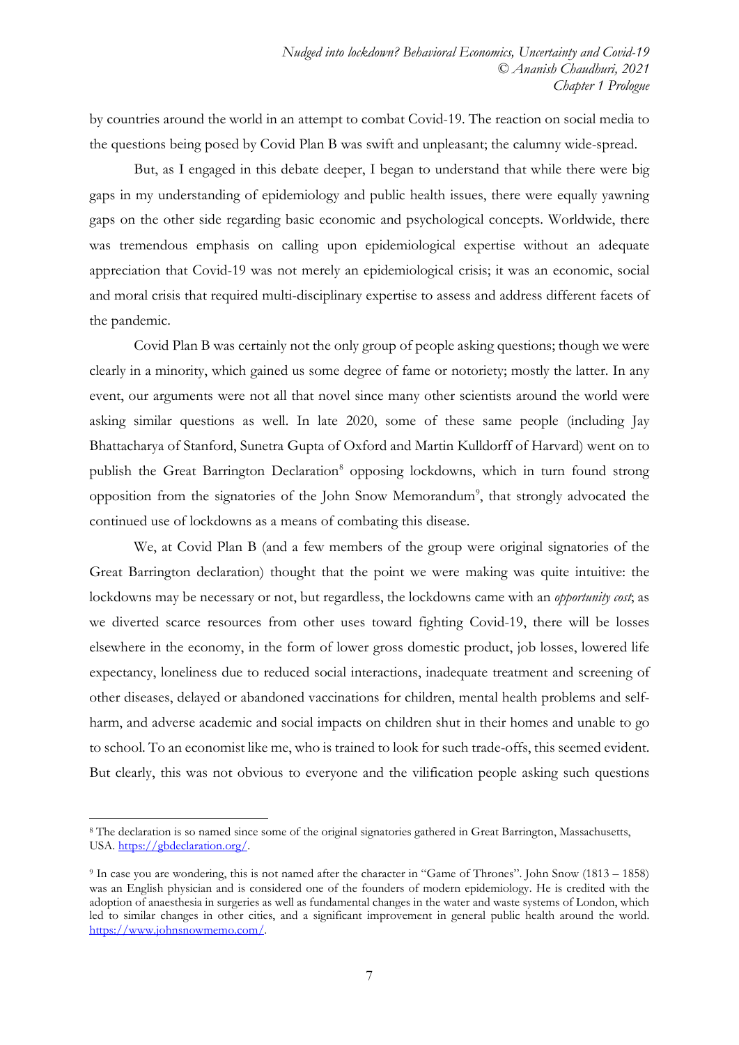by countries around the world in an attempt to combat Covid-19. The reaction on social media to the questions being posed by Covid Plan B was swift and unpleasant; the calumny wide-spread.

But, as I engaged in this debate deeper, I began to understand that while there were big gaps in my understanding of epidemiology and public health issues, there were equally yawning gaps on the other side regarding basic economic and psychological concepts. Worldwide, there was tremendous emphasis on calling upon epidemiological expertise without an adequate appreciation that Covid-19 was not merely an epidemiological crisis; it was an economic, social and moral crisis that required multi-disciplinary expertise to assess and address different facets of the pandemic.

Covid Plan B was certainly not the only group of people asking questions; though we were clearly in a minority, which gained us some degree of fame or notoriety; mostly the latter. In any event, our arguments were not all that novel since many other scientists around the world were asking similar questions as well. In late 2020, some of these same people (including Jay Bhattacharya of Stanford, Sunetra Gupta of Oxford and Martin Kulldorff of Harvard) went on to publish the Great Barrington Declaration[8] opposing lockdowns, which in turn found strong opposition from the signatories of the John Snow Memorandum[9], that strongly advocated the continued use of lockdowns as a means of combating this disease.

We, at Covid Plan B (and a few members of the group were original signatories of the Great Barrington declaration) thought that the point we were making was quite intuitive: the lockdowns may be necessary or not, but regardless, the lockdowns came with an *opportunity cost*; as we diverted scarce resources from other uses toward fighting Covid-19, there will be losses elsewhere in the economy, in the form of lower gross domestic product, job losses, lowered life expectancy, loneliness due to reduced social interactions, inadequate treatment and screening of other diseases, delayed or abandoned vaccinations for children, mental health problems and self-harm, and adverse academic and social impacts on children shut in their homes and unable to go to school. To an economist like me, who is trained to look for such trade-offs, this seemed evident. But clearly, this was not obvious to everyone and the vilification people asking such questions

---

[8] The declaration is so named since some of the original signatories gathered in Great Barrington, Massachusetts, USA. https://gbdeclaration.org/.

[9] In case you are wondering, this is not named after the character in "Game of Thrones". John Snow (1813 – 1858) was an English physician and is considered one of the founders of modern epidemiology. He is credited with the adoption of anaesthesia in surgeries as well as fundamental changes in the water and waste systems of London, which led to similar changes in other cities, and a significant improvement in general public health around the world. https://www.johnsnowmemo.com/.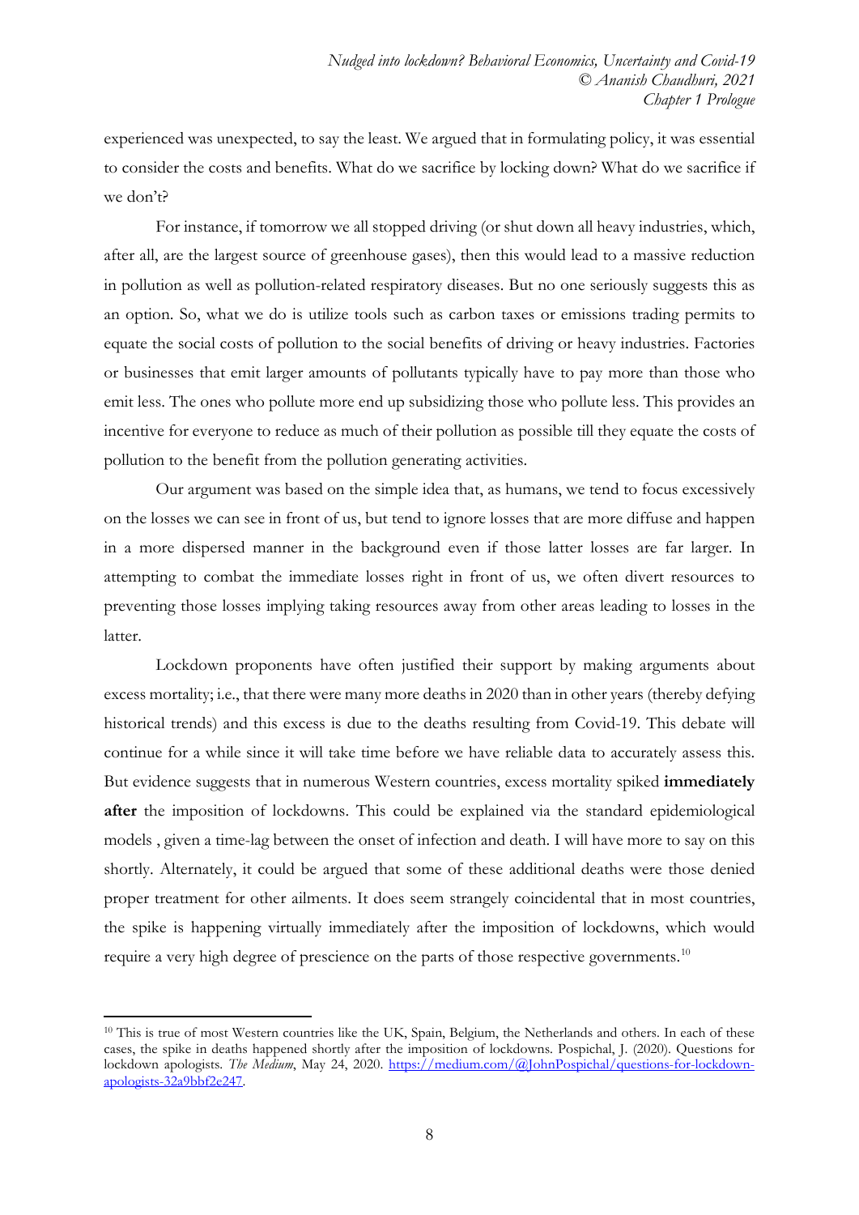experienced was unexpected, to say the least. We argued that in formulating policy, it was essential to consider the costs and benefits. What do we sacrifice by locking down? What do we sacrifice if we don't?

For instance, if tomorrow we all stopped driving (or shut down all heavy industries, which, after all, are the largest source of greenhouse gases), then this would lead to a massive reduction in pollution as well as pollution-related respiratory diseases. But no one seriously suggests this as an option. So, what we do is utilize tools such as carbon taxes or emissions trading permits to equate the social costs of pollution to the social benefits of driving or heavy industries. Factories or businesses that emit larger amounts of pollutants typically have to pay more than those who emit less. The ones who pollute more end up subsidizing those who pollute less. This provides an incentive for everyone to reduce as much of their pollution as possible till they equate the costs of pollution to the benefit from the pollution generating activities.

Our argument was based on the simple idea that, as humans, we tend to focus excessively on the losses we can see in front of us, but tend to ignore losses that are more diffuse and happen in a more dispersed manner in the background even if those latter losses are far larger. In attempting to combat the immediate losses right in front of us, we often divert resources to preventing those losses implying taking resources away from other areas leading to losses in the latter.

Lockdown proponents have often justified their support by making arguments about excess mortality; i.e., that there were many more deaths in 2020 than in other years (thereby defying historical trends) and this excess is due to the deaths resulting from Covid-19. This debate will continue for a while since it will take time before we have reliable data to accurately assess this. But evidence suggests that in numerous Western countries, excess mortality spiked **immediately after** the imposition of lockdowns. This could be explained via the standard epidemiological models , given a time-lag between the onset of infection and death. I will have more to say on this shortly. Alternately, it could be argued that some of these additional deaths were those denied proper treatment for other ailments. It does seem strangely coincidental that in most countries, the spike is happening virtually immediately after the imposition of lockdowns, which would require a very high degree of prescience on the parts of those respective governments.[10]

[10] This is true of most Western countries like the UK, Spain, Belgium, the Netherlands and others. In each of these cases, the spike in deaths happened shortly after the imposition of lockdowns. Pospichal, J. (2020). Questions for lockdown apologists. *The Medium*, May 24, 2020. https://medium.com/@JohnPospichal/questions-for-lockdown-apologists-32a9bbf2e247.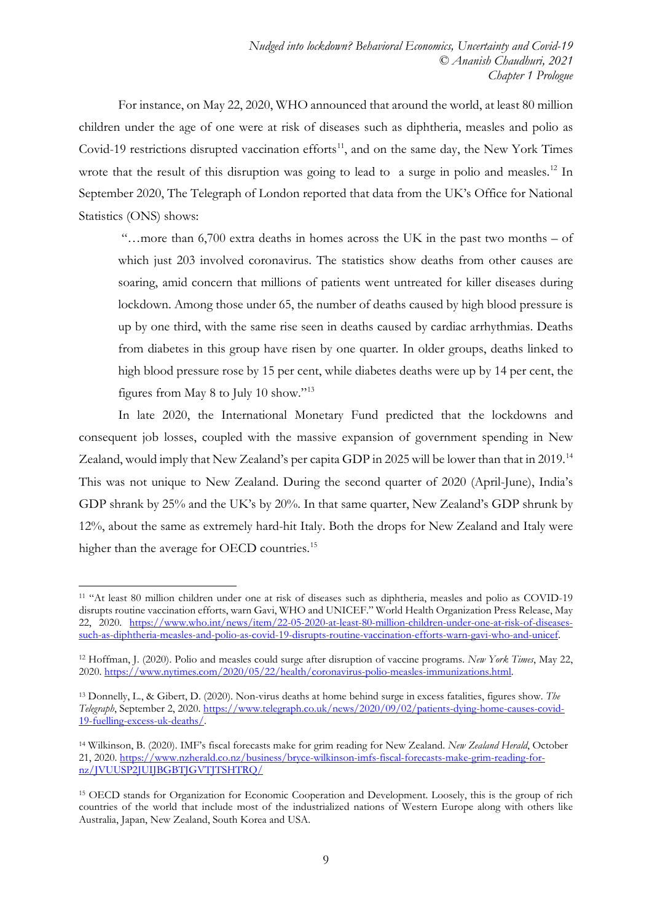For instance, on May 22, 2020, WHO announced that around the world, at least 80 million children under the age of one were at risk of diseases such as diphtheria, measles and polio as Covid-19 restrictions disrupted vaccination efforts[11], and on the same day, the New York Times wrote that the result of this disruption was going to lead to a surge in polio and measles.[12] In September 2020, The Telegraph of London reported that data from the UK's Office for National Statistics (ONS) shows:

> "…more than 6,700 extra deaths in homes across the UK in the past two months – of which just 203 involved coronavirus. The statistics show deaths from other causes are soaring, amid concern that millions of patients went untreated for killer diseases during lockdown. Among those under 65, the number of deaths caused by high blood pressure is up by one third, with the same rise seen in deaths caused by cardiac arrhythmias. Deaths from diabetes in this group have risen by one quarter. In older groups, deaths linked to high blood pressure rose by 15 per cent, while diabetes deaths were up by 14 per cent, the figures from May 8 to July 10 show."[13]

In late 2020, the International Monetary Fund predicted that the lockdowns and consequent job losses, coupled with the massive expansion of government spending in New Zealand, would imply that New Zealand's per capita GDP in 2025 will be lower than that in 2019.[14] This was not unique to New Zealand. During the second quarter of 2020 (April-June), India's GDP shrank by 25% and the UK's by 20%. In that same quarter, New Zealand's GDP shrunk by 12%, about the same as extremely hard-hit Italy. Both the drops for New Zealand and Italy were higher than the average for OECD countries.[15]

---

[11] "At least 80 million children under one at risk of diseases such as diphtheria, measles and polio as COVID-19 disrupts routine vaccination efforts, warn Gavi, WHO and UNICEF." World Health Organization Press Release, May 22, 2020. https://www.who.int/news/item/22-05-2020-at-least-80-million-children-under-one-at-risk-of-diseases-such-as-diphtheria-measles-and-polio-as-covid-19-disrupts-routine-vaccination-efforts-warn-gavi-who-and-unicef.

[12] Hoffman, J. (2020). Polio and measles could surge after disruption of vaccine programs. *New York Times*, May 22, 2020. https://www.nytimes.com/2020/05/22/health/coronavirus-polio-measles-immunizations.html.

[13] Donnelly, L., & Gibert, D. (2020). Non-virus deaths at home behind surge in excess fatalities, figures show. *The Telegraph*, September 2, 2020. https://www.telegraph.co.uk/news/2020/09/02/patients-dying-home-causes-covid-19-fuelling-excess-uk-deaths/.

[14] Wilkinson, B. (2020). IMF's fiscal forecasts make for grim reading for New Zealand. *New Zealand Herald*, October 21, 2020. https://www.nzherald.co.nz/business/bryce-wilkinson-imfs-fiscal-forecasts-make-grim-reading-for-nz/JVUUSP2JUIJBGBTJGVTJTSHTRQ/

[15] OECD stands for Organization for Economic Cooperation and Development. Loosely, this is the group of rich countries of the world that include most of the industrialized nations of Western Europe along with others like Australia, Japan, New Zealand, South Korea and USA.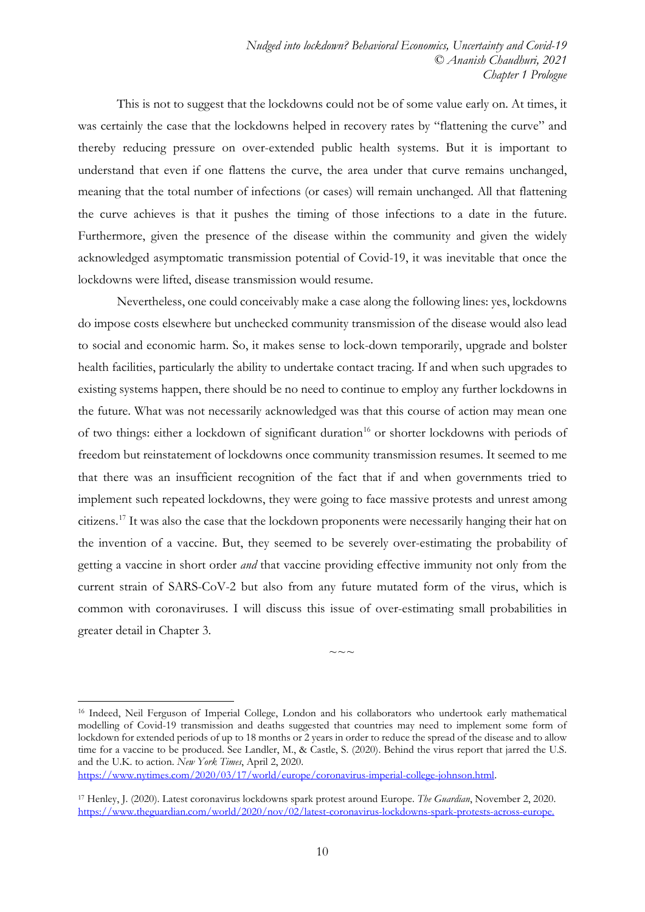This is not to suggest that the lockdowns could not be of some value early on. At times, it was certainly the case that the lockdowns helped in recovery rates by "flattening the curve" and thereby reducing pressure on over-extended public health systems. But it is important to understand that even if one flattens the curve, the area under that curve remains unchanged, meaning that the total number of infections (or cases) will remain unchanged. All that flattening the curve achieves is that it pushes the timing of those infections to a date in the future. Furthermore, given the presence of the disease within the community and given the widely acknowledged asymptomatic transmission potential of Covid-19, it was inevitable that once the lockdowns were lifted, disease transmission would resume.

Nevertheless, one could conceivably make a case along the following lines: yes, lockdowns do impose costs elsewhere but unchecked community transmission of the disease would also lead to social and economic harm. So, it makes sense to lock-down temporarily, upgrade and bolster health facilities, particularly the ability to undertake contact tracing. If and when such upgrades to existing systems happen, there should be no need to continue to employ any further lockdowns in the future. What was not necessarily acknowledged was that this course of action may mean one of two things: either a lockdown of significant duration[16] or shorter lockdowns with periods of freedom but reinstatement of lockdowns once community transmission resumes. It seemed to me that there was an insufficient recognition of the fact that if and when governments tried to implement such repeated lockdowns, they were going to face massive protests and unrest among citizens.[17] It was also the case that the lockdown proponents were necessarily hanging their hat on the invention of a vaccine. But, they seemed to be severely over-estimating the probability of getting a vaccine in short order *and* that vaccine providing effective immunity not only from the current strain of SARS-CoV-2 but also from any future mutated form of the virus, which is common with coronaviruses. I will discuss this issue of over-estimating small probabilities in greater detail in Chapter 3.

~~~

[16] Indeed, Neil Ferguson of Imperial College, London and his collaborators who undertook early mathematical modelling of Covid-19 transmission and deaths suggested that countries may need to implement some form of lockdown for extended periods of up to 18 months or 2 years in order to reduce the spread of the disease and to allow time for a vaccine to be produced. See Landler, M., & Castle, S. (2020). Behind the virus report that jarred the U.S. and the U.K. to action. *New York Times*, April 2, 2020. https://www.nytimes.com/2020/03/17/world/europe/coronavirus-imperial-college-johnson.html.

[17] Henley, J. (2020). Latest coronavirus lockdowns spark protest around Europe. *The Guardian*, November 2, 2020. https://www.theguardian.com/world/2020/nov/02/latest-coronavirus-lockdowns-spark-protests-across-europe.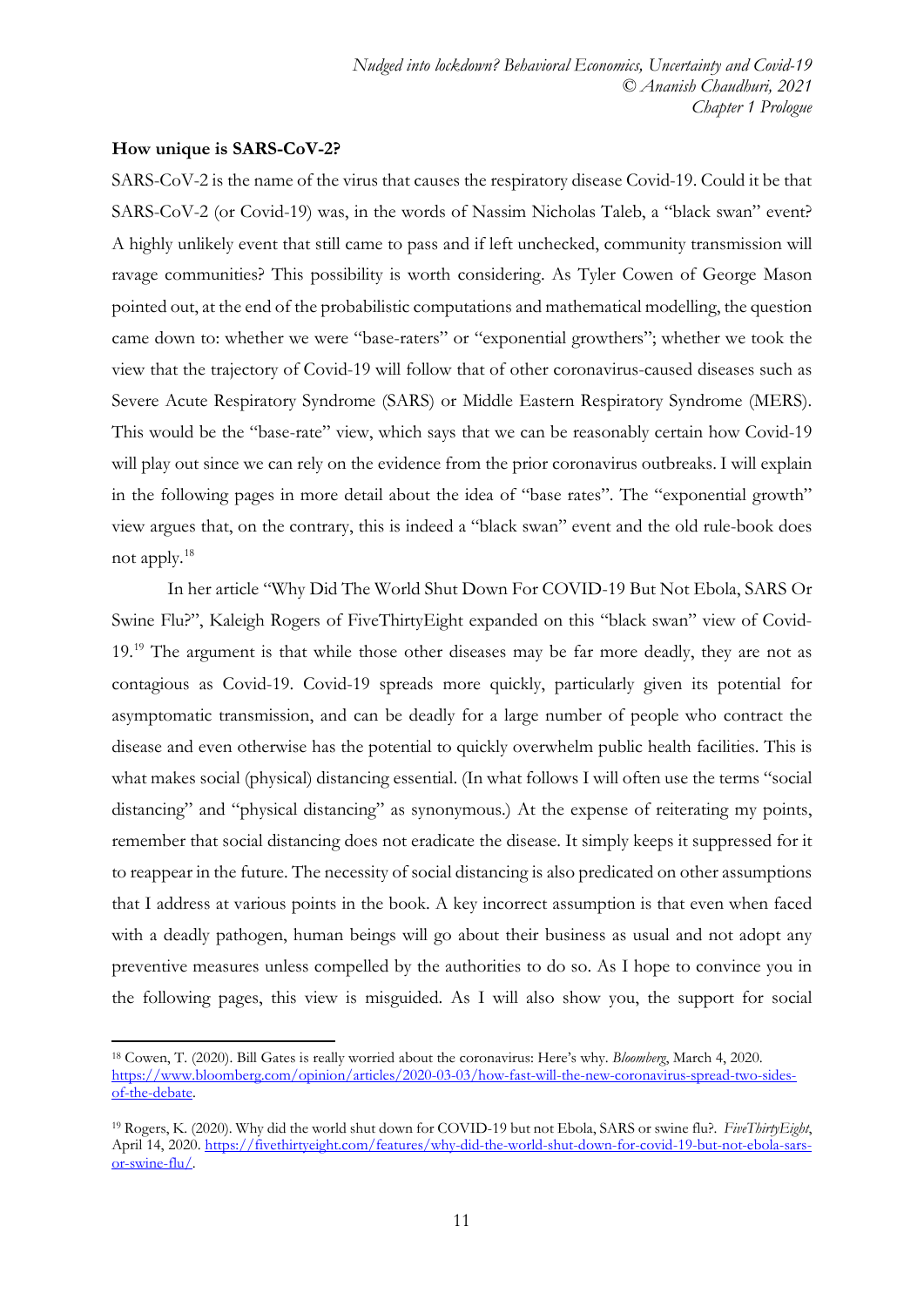**How unique is SARS-CoV-2?**

SARS-CoV-2 is the name of the virus that causes the respiratory disease Covid-19. Could it be that SARS-CoV-2 (or Covid-19) was, in the words of Nassim Nicholas Taleb, a "black swan" event? A highly unlikely event that still came to pass and if left unchecked, community transmission will ravage communities? This possibility is worth considering. As Tyler Cowen of George Mason pointed out, at the end of the probabilistic computations and mathematical modelling, the question came down to: whether we were "base-raters" or "exponential growthers"; whether we took the view that the trajectory of Covid-19 will follow that of other coronavirus-caused diseases such as Severe Acute Respiratory Syndrome (SARS) or Middle Eastern Respiratory Syndrome (MERS). This would be the "base-rate" view, which says that we can be reasonably certain how Covid-19 will play out since we can rely on the evidence from the prior coronavirus outbreaks. I will explain in the following pages in more detail about the idea of "base rates". The "exponential growth" view argues that, on the contrary, this is indeed a "black swan" event and the old rule-book does not apply.[18]

In her article "Why Did The World Shut Down For COVID-19 But Not Ebola, SARS Or Swine Flu?", Kaleigh Rogers of FiveThirtyEight expanded on this "black swan" view of Covid-19.[19] The argument is that while those other diseases may be far more deadly, they are not as contagious as Covid-19. Covid-19 spreads more quickly, particularly given its potential for asymptomatic transmission, and can be deadly for a large number of people who contract the disease and even otherwise has the potential to quickly overwhelm public health facilities. This is what makes social (physical) distancing essential. (In what follows I will often use the terms "social distancing" and "physical distancing" as synonymous.) At the expense of reiterating my points, remember that social distancing does not eradicate the disease. It simply keeps it suppressed for it to reappear in the future. The necessity of social distancing is also predicated on other assumptions that I address at various points in the book. A key incorrect assumption is that even when faced with a deadly pathogen, human beings will go about their business as usual and not adopt any preventive measures unless compelled by the authorities to do so. As I hope to convince you in the following pages, this view is misguided. As I will also show you, the support for social

---

[18] Cowen, T. (2020). Bill Gates is really worried about the coronavirus: Here's why. *Bloomberg*, March 4, 2020. https://www.bloomberg.com/opinion/articles/2020-03-03/how-fast-will-the-new-coronavirus-spread-two-sides-of-the-debate.

[19] Rogers, K. (2020). Why did the world shut down for COVID-19 but not Ebola, SARS or swine flu?. *FiveThirtyEight*, April 14, 2020. https://fivethirtyeight.com/features/why-did-the-world-shut-down-for-covid-19-but-not-ebola-sars-or-swine-flu/.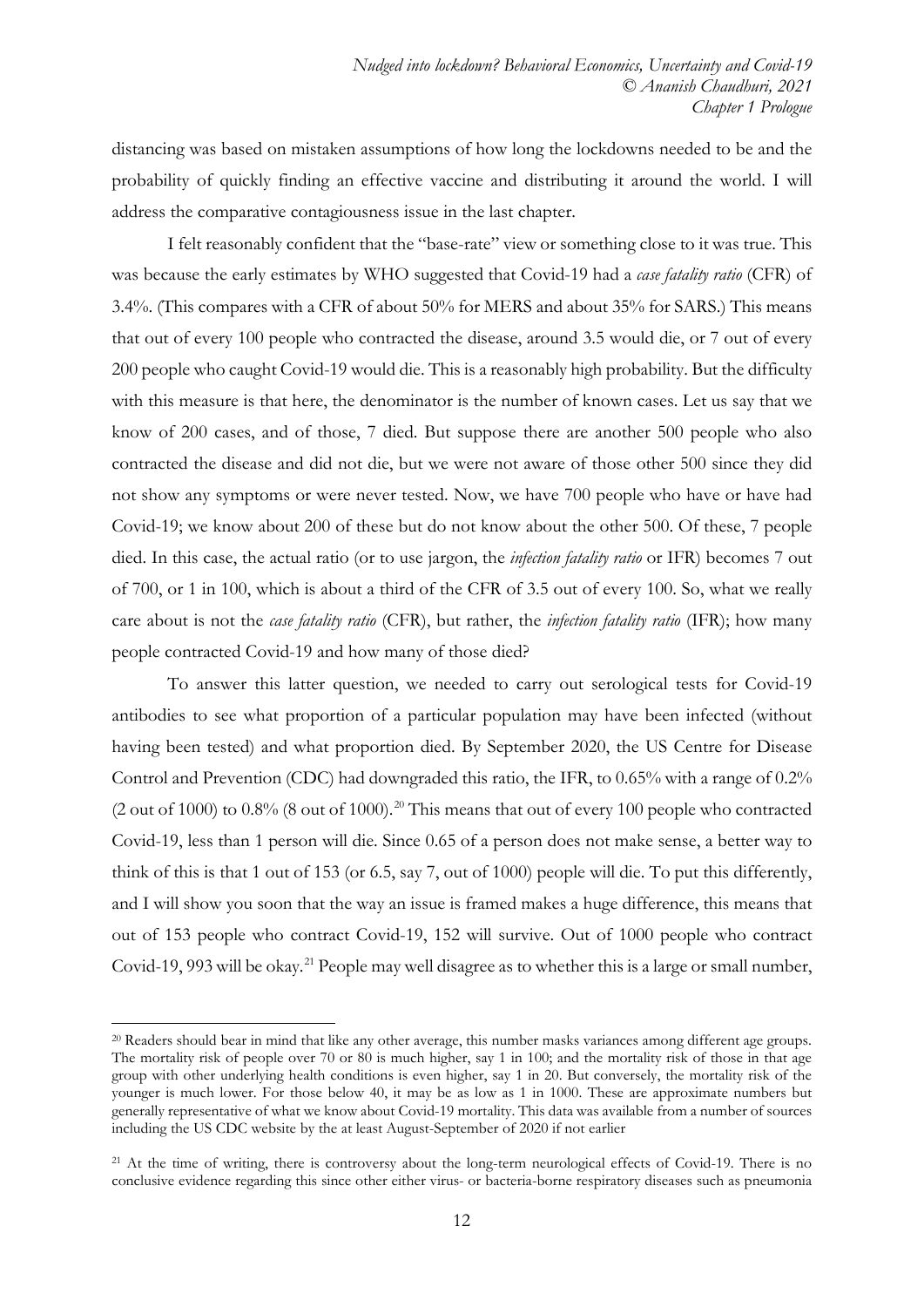distancing was based on mistaken assumptions of how long the lockdowns needed to be and the probability of quickly finding an effective vaccine and distributing it around the world. I will address the comparative contagiousness issue in the last chapter.

I felt reasonably confident that the "base-rate" view or something close to it was true. This was because the early estimates by WHO suggested that Covid-19 had a *case fatality ratio* (CFR) of 3.4%. (This compares with a CFR of about 50% for MERS and about 35% for SARS.) This means that out of every 100 people who contracted the disease, around 3.5 would die, or 7 out of every 200 people who caught Covid-19 would die. This is a reasonably high probability. But the difficulty with this measure is that here, the denominator is the number of known cases. Let us say that we know of 200 cases, and of those, 7 died. But suppose there are another 500 people who also contracted the disease and did not die, but we were not aware of those other 500 since they did not show any symptoms or were never tested. Now, we have 700 people who have or have had Covid-19; we know about 200 of these but do not know about the other 500. Of these, 7 people died. In this case, the actual ratio (or to use jargon, the *infection fatality ratio* or IFR) becomes 7 out of 700, or 1 in 100, which is about a third of the CFR of 3.5 out of every 100. So, what we really care about is not the *case fatality ratio* (CFR), but rather, the *infection fatality ratio* (IFR); how many people contracted Covid-19 and how many of those died?

To answer this latter question, we needed to carry out serological tests for Covid-19 antibodies to see what proportion of a particular population may have been infected (without having been tested) and what proportion died. By September 2020, the US Centre for Disease Control and Prevention (CDC) had downgraded this ratio, the IFR, to 0.65% with a range of 0.2% (2 out of 1000) to 0.8% (8 out of 1000).[20] This means that out of every 100 people who contracted Covid-19, less than 1 person will die. Since 0.65 of a person does not make sense, a better way to think of this is that 1 out of 153 (or 6.5, say 7, out of 1000) people will die. To put this differently, and I will show you soon that the way an issue is framed makes a huge difference, this means that out of 153 people who contract Covid-19, 152 will survive. Out of 1000 people who contract Covid-19, 993 will be okay.[21] People may well disagree as to whether this is a large or small number,

---

[20] Readers should bear in mind that like any other average, this number masks variances among different age groups. The mortality risk of people over 70 or 80 is much higher, say 1 in 100; and the mortality risk of those in that age group with other underlying health conditions is even higher, say 1 in 20. But conversely, the mortality risk of the younger is much lower. For those below 40, it may be as low as 1 in 1000. These are approximate numbers but generally representative of what we know about Covid-19 mortality. This data was available from a number of sources including the US CDC website by the at least August-September of 2020 if not earlier

[21] At the time of writing, there is controversy about the long-term neurological effects of Covid-19. There is no conclusive evidence regarding this since other either virus- or bacteria-borne respiratory diseases such as pneumonia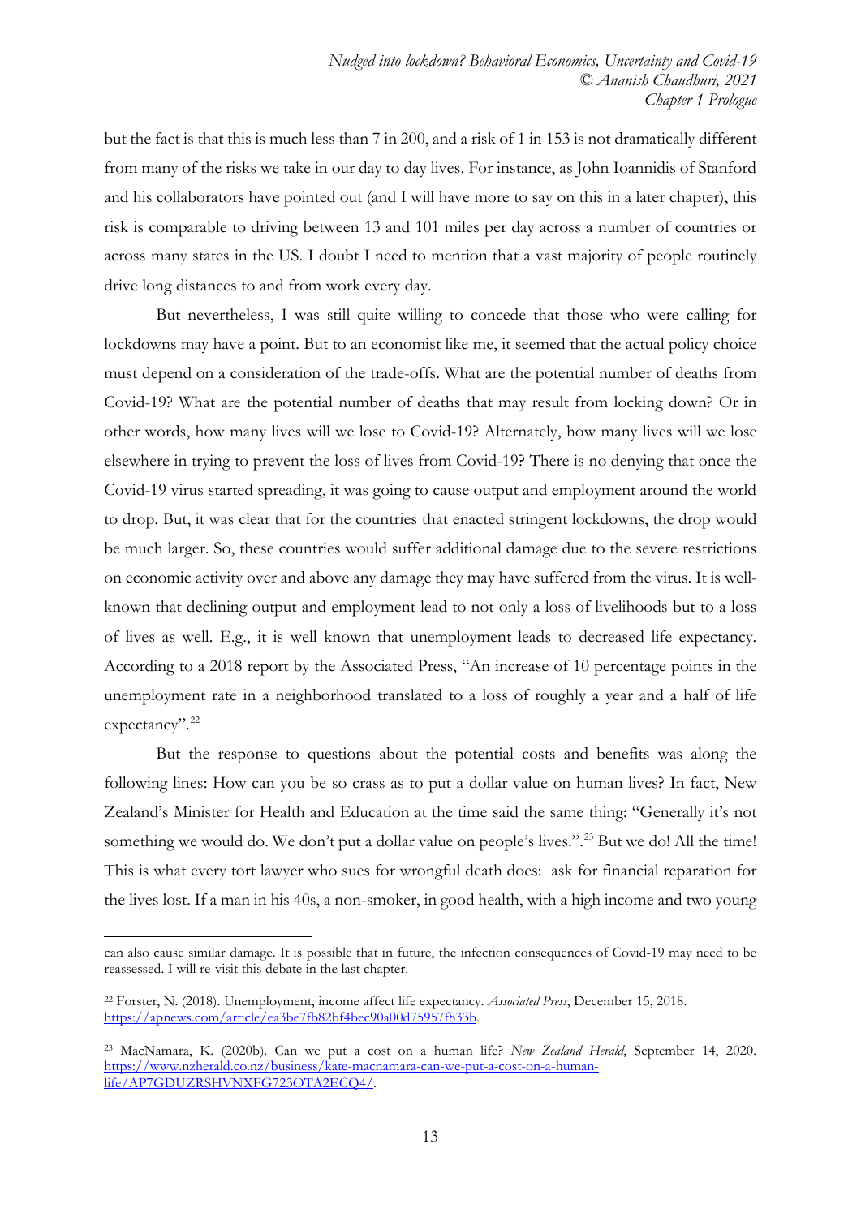but the fact is that this is much less than 7 in 200, and a risk of 1 in 153 is not dramatically different from many of the risks we take in our day to day lives. For instance, as John Ioannidis of Stanford and his collaborators have pointed out (and I will have more to say on this in a later chapter), this risk is comparable to driving between 13 and 101 miles per day across a number of countries or across many states in the US. I doubt I need to mention that a vast majority of people routinely drive long distances to and from work every day.

But nevertheless, I was still quite willing to concede that those who were calling for lockdowns may have a point. But to an economist like me, it seemed that the actual policy choice must depend on a consideration of the trade-offs. What are the potential number of deaths from Covid-19? What are the potential number of deaths that may result from locking down? Or in other words, how many lives will we lose to Covid-19? Alternately, how many lives will we lose elsewhere in trying to prevent the loss of lives from Covid-19? There is no denying that once the Covid-19 virus started spreading, it was going to cause output and employment around the world to drop. But, it was clear that for the countries that enacted stringent lockdowns, the drop would be much larger. So, these countries would suffer additional damage due to the severe restrictions on economic activity over and above any damage they may have suffered from the virus. It is well-known that declining output and employment lead to not only a loss of livelihoods but to a loss of lives as well. E.g., it is well known that unemployment leads to decreased life expectancy. According to a 2018 report by the Associated Press, "An increase of 10 percentage points in the unemployment rate in a neighborhood translated to a loss of roughly a year and a half of life expectancy".[22]

But the response to questions about the potential costs and benefits was along the following lines: How can you be so crass as to put a dollar value on human lives? In fact, New Zealand's Minister for Health and Education at the time said the same thing: "Generally it's not something we would do. We don't put a dollar value on people's lives.".[23] But we do! All the time! This is what every tort lawyer who sues for wrongful death does: ask for financial reparation for the lives lost. If a man in his 40s, a non-smoker, in good health, with a high income and two young

---

can also cause similar damage. It is possible that in future, the infection consequences of Covid-19 may need to be reassessed. I will re-visit this debate in the last chapter.

[22] Forster, N. (2018). Unemployment, income affect life expectancy. *Associated Press*, December 15, 2018. https://apnews.com/article/ea3be7fb82bf4bec90a00d75957f833b.

[23] MacNamara, K. (2020b). Can we put a cost on a human life? *New Zealand Herald*, September 14, 2020. https://www.nzherald.co.nz/business/kate-macnamara-can-we-put-a-cost-on-a-human-life/AP7GDUZRSHVNXFG723OTA2ECQ4/.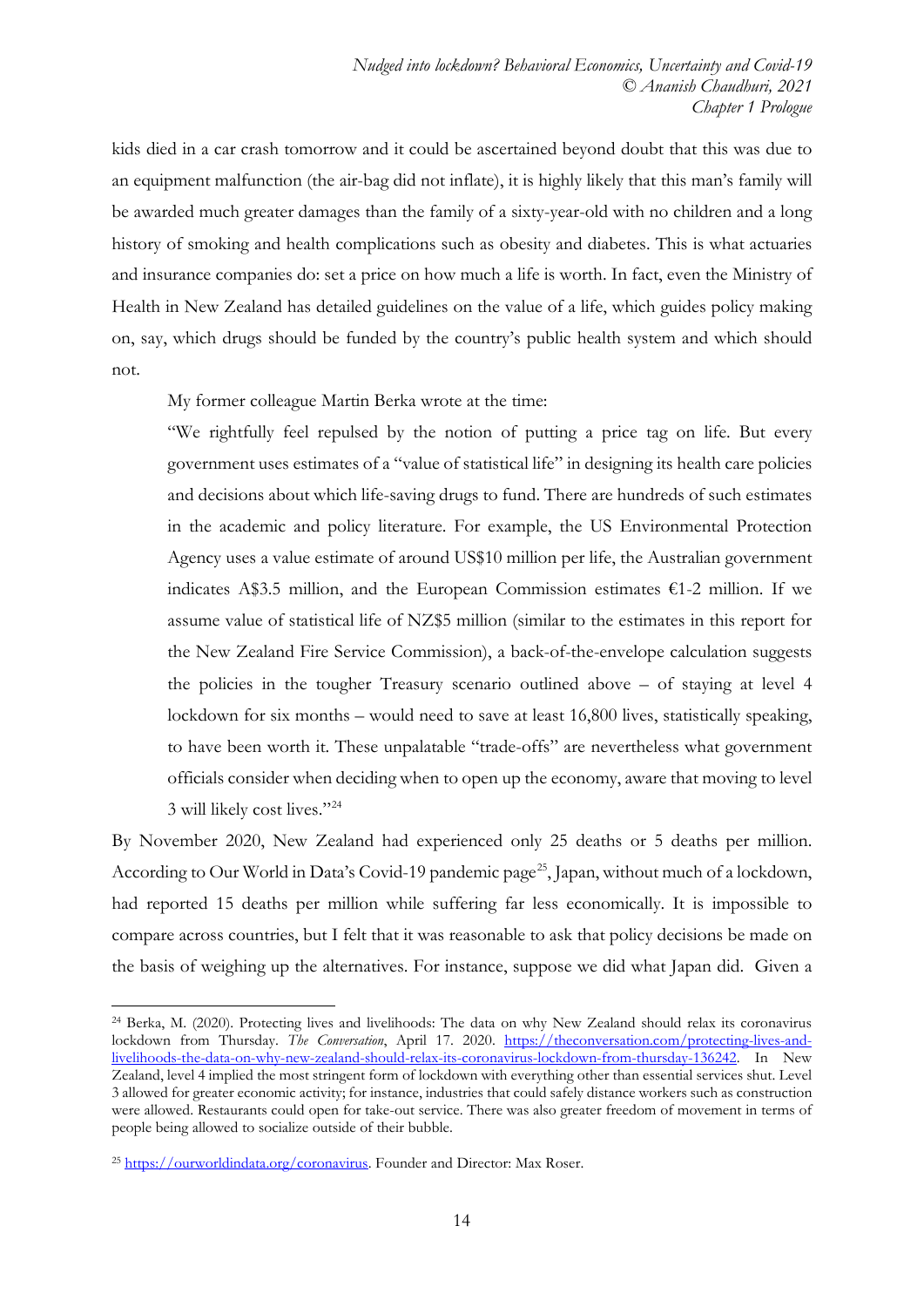kids died in a car crash tomorrow and it could be ascertained beyond doubt that this was due to an equipment malfunction (the air-bag did not inflate), it is highly likely that this man's family will be awarded much greater damages than the family of a sixty-year-old with no children and a long history of smoking and health complications such as obesity and diabetes. This is what actuaries and insurance companies do: set a price on how much a life is worth. In fact, even the Ministry of Health in New Zealand has detailed guidelines on the value of a life, which guides policy making on, say, which drugs should be funded by the country's public health system and which should not.

My former colleague Martin Berka wrote at the time:

> "We rightfully feel repulsed by the notion of putting a price tag on life. But every government uses estimates of a "value of statistical life" in designing its health care policies and decisions about which life-saving drugs to fund. There are hundreds of such estimates in the academic and policy literature. For example, the US Environmental Protection Agency uses a value estimate of around US$10 million per life, the Australian government indicates A$3.5 million, and the European Commission estimates €1-2 million. If we assume value of statistical life of NZ$5 million (similar to the estimates in this report for the New Zealand Fire Service Commission), a back-of-the-envelope calculation suggests the policies in the tougher Treasury scenario outlined above – of staying at level 4 lockdown for six months – would need to save at least 16,800 lives, statistically speaking, to have been worth it. These unpalatable "trade-offs" are nevertheless what government officials consider when deciding when to open up the economy, aware that moving to level 3 will likely cost lives."[24]

By November 2020, New Zealand had experienced only 25 deaths or 5 deaths per million. According to Our World in Data's Covid-19 pandemic page[25], Japan, without much of a lockdown, had reported 15 deaths per million while suffering far less economically. It is impossible to compare across countries, but I felt that it was reasonable to ask that policy decisions be made on the basis of weighing up the alternatives. For instance, suppose we did what Japan did. Given a

---

[24] Berka, M. (2020). Protecting lives and livelihoods: The data on why New Zealand should relax its coronavirus lockdown from Thursday. *The Conversation*, April 17. 2020. https://theconversation.com/protecting-lives-and-livelihoods-the-data-on-why-new-zealand-should-relax-its-coronavirus-lockdown-from-thursday-136242. In New Zealand, level 4 implied the most stringent form of lockdown with everything other than essential services shut. Level 3 allowed for greater economic activity; for instance, industries that could safely distance workers such as construction were allowed. Restaurants could open for take-out service. There was also greater freedom of movement in terms of people being allowed to socialize outside of their bubble.

[25] https://ourworldindata.org/coronavirus. Founder and Director: Max Roser.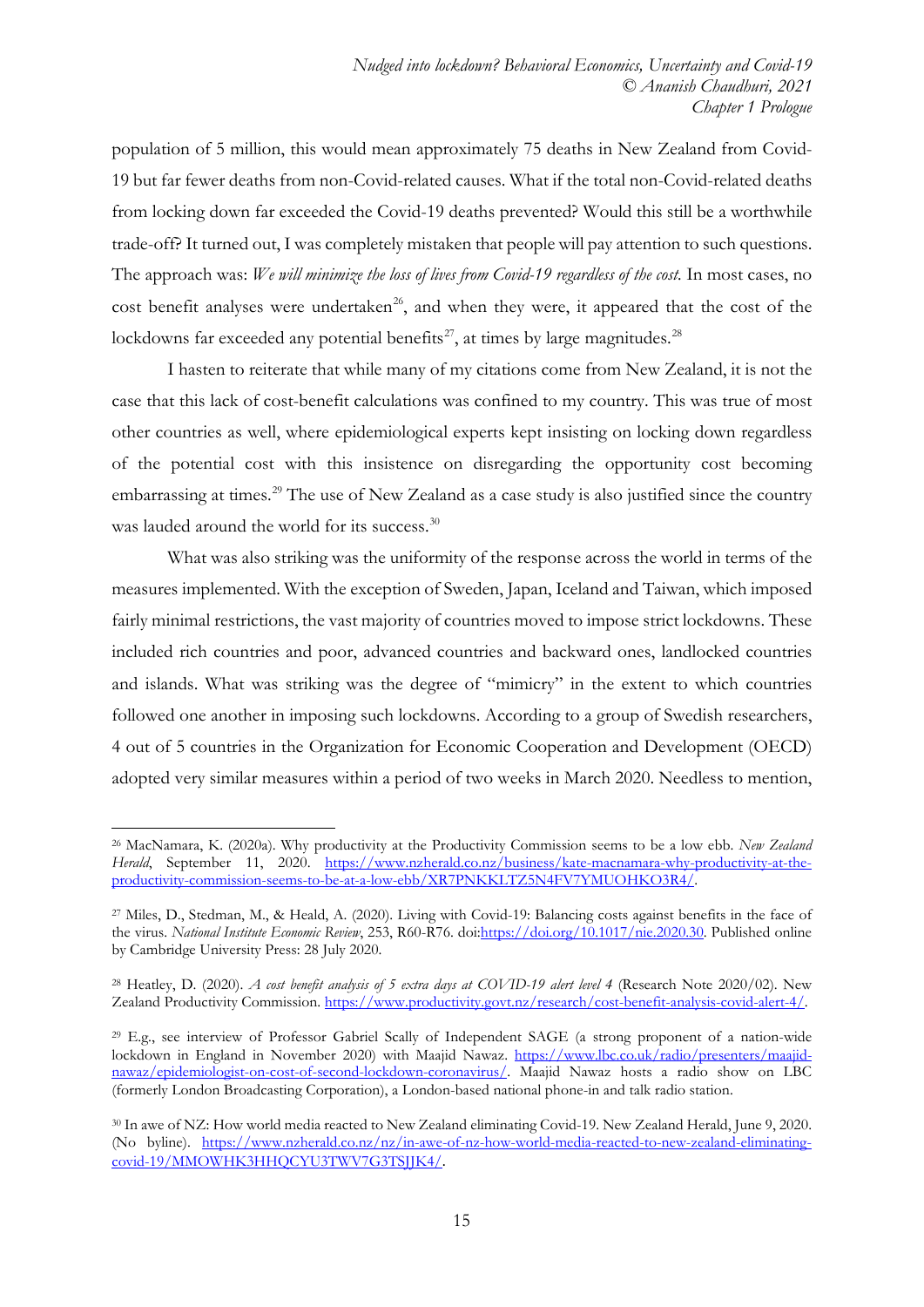population of 5 million, this would mean approximately 75 deaths in New Zealand from Covid-19 but far fewer deaths from non-Covid-related causes. What if the total non-Covid-related deaths from locking down far exceeded the Covid-19 deaths prevented? Would this still be a worthwhile trade-off? It turned out, I was completely mistaken that people will pay attention to such questions. The approach was: *We will minimize the loss of lives from Covid-19 regardless of the cost.* In most cases, no cost benefit analyses were undertaken[26], and when they were, it appeared that the cost of the lockdowns far exceeded any potential benefits[27], at times by large magnitudes.[28]

I hasten to reiterate that while many of my citations come from New Zealand, it is not the case that this lack of cost-benefit calculations was confined to my country. This was true of most other countries as well, where epidemiological experts kept insisting on locking down regardless of the potential cost with this insistence on disregarding the opportunity cost becoming embarrassing at times.[29] The use of New Zealand as a case study is also justified since the country was lauded around the world for its success.[30]

What was also striking was the uniformity of the response across the world in terms of the measures implemented. With the exception of Sweden, Japan, Iceland and Taiwan, which imposed fairly minimal restrictions, the vast majority of countries moved to impose strict lockdowns. These included rich countries and poor, advanced countries and backward ones, landlocked countries and islands. What was striking was the degree of "mimicry" in the extent to which countries followed one another in imposing such lockdowns. According to a group of Swedish researchers, 4 out of 5 countries in the Organization for Economic Cooperation and Development (OECD) adopted very similar measures within a period of two weeks in March 2020. Needless to mention,

---

[26] MacNamara, K. (2020a). Why productivity at the Productivity Commission seems to be a low ebb. *New Zealand Herald*, September 11, 2020. https://www.nzherald.co.nz/business/kate-macnamara-why-productivity-at-the-productivity-commission-seems-to-be-at-a-low-ebb/XR7PNKKLTZ5N4FV7YMUOHKO3R4/.

[27] Miles, D., Stedman, M., & Heald, A. (2020). Living with Covid-19: Balancing costs against benefits in the face of the virus. *National Institute Economic Review*, 253, R60-R76. doi:https://doi.org/10.1017/nie.2020.30. Published online by Cambridge University Press: 28 July 2020.

[28] Heatley, D. (2020). *A cost benefit analysis of 5 extra days at COVID-19 alert level 4* (Research Note 2020/02). New Zealand Productivity Commission. https://www.productivity.govt.nz/research/cost-benefit-analysis-covid-alert-4/.

[29] E.g., see interview of Professor Gabriel Scally of Independent SAGE (a strong proponent of a nation-wide lockdown in England in November 2020) with Maajid Nawaz. https://www.lbc.co.uk/radio/presenters/maajid-nawaz/epidemiologist-on-cost-of-second-lockdown-coronavirus/. Maajid Nawaz hosts a radio show on LBC (formerly London Broadcasting Corporation), a London-based national phone-in and talk radio station.

[30] In awe of NZ: How world media reacted to New Zealand eliminating Covid-19. New Zealand Herald, June 9, 2020. (No byline). https://www.nzherald.co.nz/nz/in-awe-of-nz-how-world-media-reacted-to-new-zealand-eliminating-covid-19/MMOWHK3HHQCYU3TWV7G3TSJJK4/.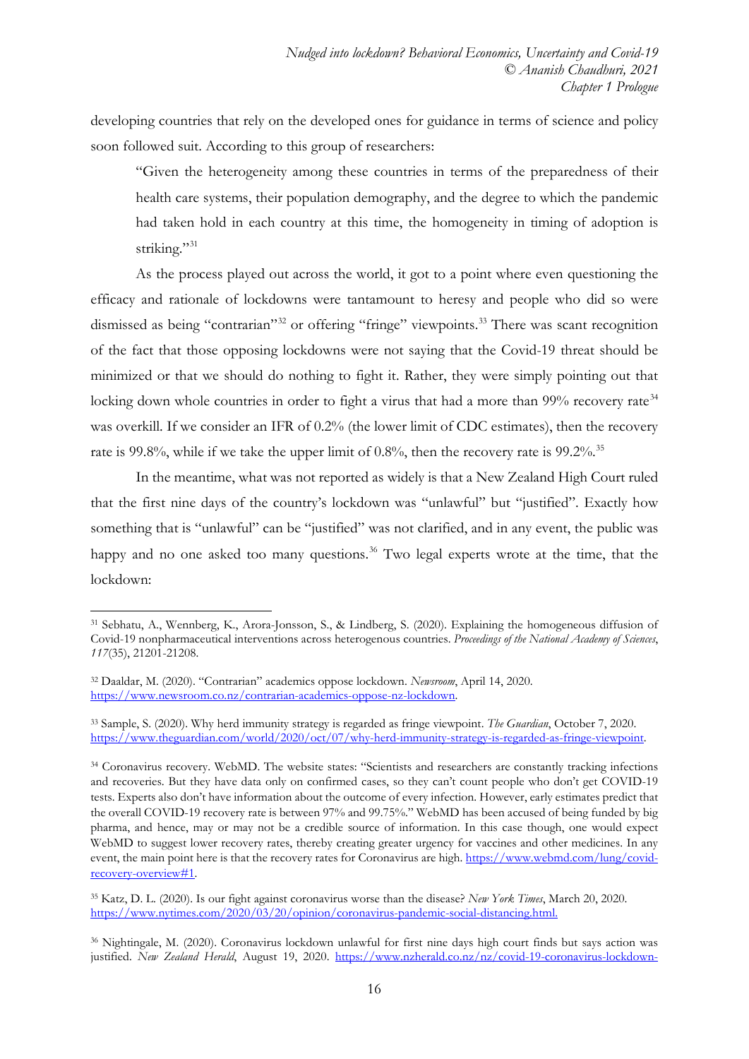developing countries that rely on the developed ones for guidance in terms of science and policy soon followed suit. According to this group of researchers:

> "Given the heterogeneity among these countries in terms of the preparedness of their health care systems, their population demography, and the degree to which the pandemic had taken hold in each country at this time, the homogeneity in timing of adoption is striking."[31]

As the process played out across the world, it got to a point where even questioning the efficacy and rationale of lockdowns were tantamount to heresy and people who did so were dismissed as being "contrarian"[32] or offering "fringe" viewpoints.[33] There was scant recognition of the fact that those opposing lockdowns were not saying that the Covid-19 threat should be minimized or that we should do nothing to fight it. Rather, they were simply pointing out that locking down whole countries in order to fight a virus that had a more than 99% recovery rate[34] was overkill. If we consider an IFR of 0.2% (the lower limit of CDC estimates), then the recovery rate is 99.8%, while if we take the upper limit of 0.8%, then the recovery rate is 99.2%.[35]

In the meantime, what was not reported as widely is that a New Zealand High Court ruled that the first nine days of the country's lockdown was "unlawful" but "justified". Exactly how something that is "unlawful" can be "justified" was not clarified, and in any event, the public was happy and no one asked too many questions.[36] Two legal experts wrote at the time, that the lockdown:

---

[31] Sebhatu, A., Wennberg, K., Arora-Jonsson, S., & Lindberg, S. (2020). Explaining the homogeneous diffusion of Covid-19 nonpharmaceutical interventions across heterogenous countries. *Proceedings of the National Academy of Sciences*, *117*(35), 21201-21208.

[32] Daaldar, M. (2020). "Contrarian" academics oppose lockdown. *Newsroom*, April 14, 2020. https://www.newsroom.co.nz/contrarian-academics-oppose-nz-lockdown.

[33] Sample, S. (2020). Why herd immunity strategy is regarded as fringe viewpoint. *The Guardian*, October 7, 2020. https://www.theguardian.com/world/2020/oct/07/why-herd-immunity-strategy-is-regarded-as-fringe-viewpoint.

[34] Coronavirus recovery. WebMD. The website states: "Scientists and researchers are constantly tracking infections and recoveries. But they have data only on confirmed cases, so they can't count people who don't get COVID-19 tests. Experts also don't have information about the outcome of every infection. However, early estimates predict that the overall COVID-19 recovery rate is between 97% and 99.75%." WebMD has been accused of being funded by big pharma, and hence, may or may not be a credible source of information. In this case though, one would expect WebMD to suggest lower recovery rates, thereby creating greater urgency for vaccines and other medicines. In any event, the main point here is that the recovery rates for Coronavirus are high. https://www.webmd.com/lung/covid-recovery-overview#1.

[35] Katz, D. L. (2020). Is our fight against coronavirus worse than the disease? *New York Times*, March 20, 2020. https://www.nytimes.com/2020/03/20/opinion/coronavirus-pandemic-social-distancing.html.

[36] Nightingale, M. (2020). Coronavirus lockdown unlawful for first nine days high court finds but says action was justified. *New Zealand Herald*, August 19, 2020. https://www.nzherald.co.nz/nz/covid-19-coronavirus-lockdown-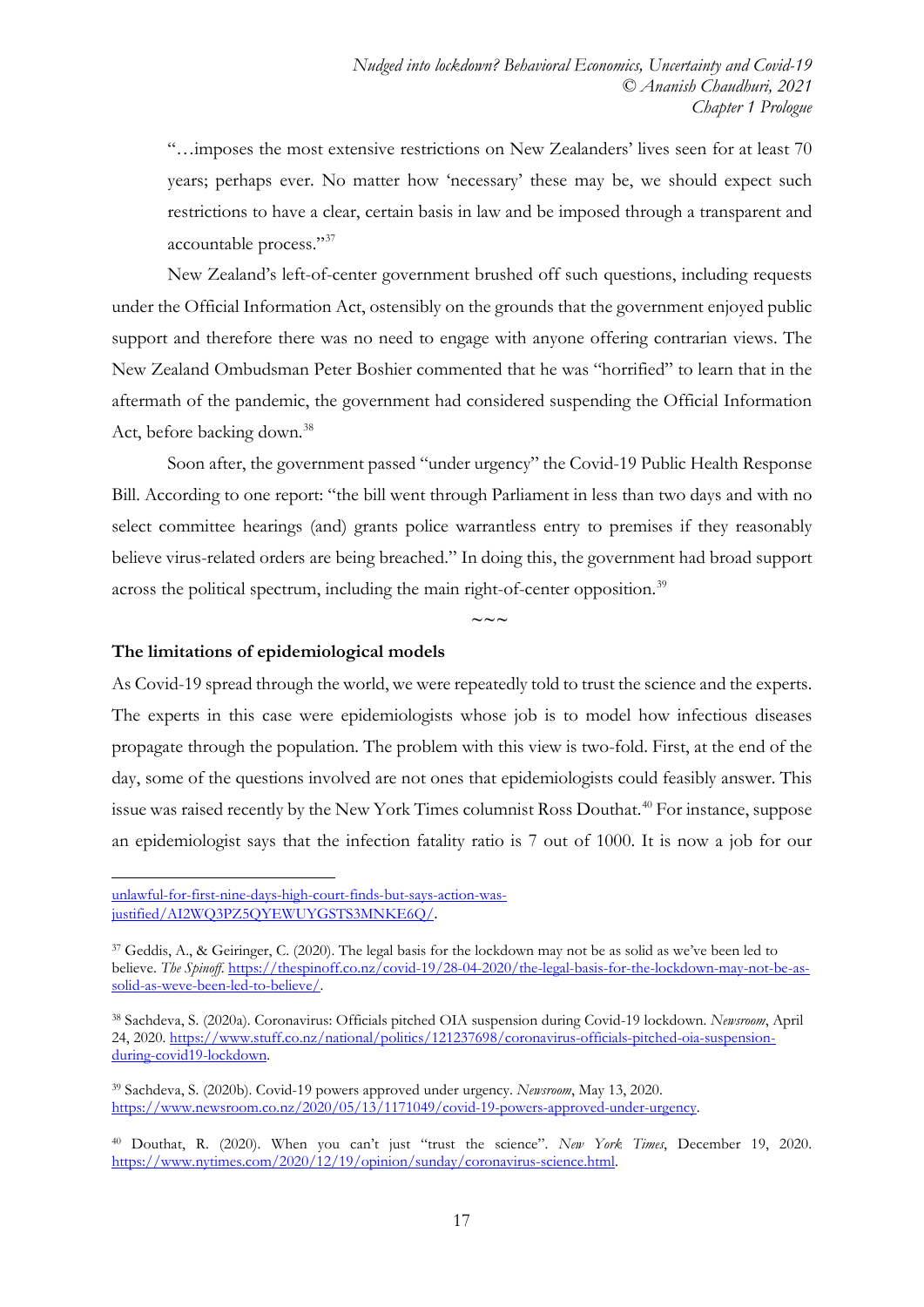"…imposes the most extensive restrictions on New Zealanders' lives seen for at least 70 years; perhaps ever. No matter how 'necessary' these may be, we should expect such restrictions to have a clear, certain basis in law and be imposed through a transparent and accountable process."[37]

New Zealand's left-of-center government brushed off such questions, including requests under the Official Information Act, ostensibly on the grounds that the government enjoyed public support and therefore there was no need to engage with anyone offering contrarian views. The New Zealand Ombudsman Peter Boshier commented that he was "horrified" to learn that in the aftermath of the pandemic, the government had considered suspending the Official Information Act, before backing down.[38]

Soon after, the government passed "under urgency" the Covid-19 Public Health Response Bill. According to one report: "the bill went through Parliament in less than two days and with no select committee hearings (and) grants police warrantless entry to premises if they reasonably believe virus-related orders are being breached." In doing this, the government had broad support across the political spectrum, including the main right-of-center opposition.[39]

~~~

**The limitations of epidemiological models**

As Covid-19 spread through the world, we were repeatedly told to trust the science and the experts. The experts in this case were epidemiologists whose job is to model how infectious diseases propagate through the population. The problem with this view is two-fold. First, at the end of the day, some of the questions involved are not ones that epidemiologists could feasibly answer. This issue was raised recently by the New York Times columnist Ross Douthat.[40] For instance, suppose an epidemiologist says that the infection fatality ratio is 7 out of 1000. It is now a job for our

---

unlawful-for-first-nine-days-high-court-finds-but-says-action-was-justified/AI2WQ3PZ5QYEWUYGSTS3MNKE6Q/.

[37] Geddis, A., & Geiringer, C. (2020). The legal basis for the lockdown may not be as solid as we've been led to believe. *The Spinoff*. https://thespinoff.co.nz/covid-19/28-04-2020/the-legal-basis-for-the-lockdown-may-not-be-as-solid-as-weve-been-led-to-believe/.

[38] Sachdeva, S. (2020a). Coronavirus: Officials pitched OIA suspension during Covid-19 lockdown. *Newsroom*, April 24, 2020. https://www.stuff.co.nz/national/politics/121237698/coronavirus-officials-pitched-oia-suspension-during-covid19-lockdown.

[39] Sachdeva, S. (2020b). Covid-19 powers approved under urgency. *Newsroom*, May 13, 2020. https://www.newsroom.co.nz/2020/05/13/1171049/covid-19-powers-approved-under-urgency.

[40] Douthat, R. (2020). When you can't just "trust the science". *New York Times*, December 19, 2020. https://www.nytimes.com/2020/12/19/opinion/sunday/coronavirus-science.html.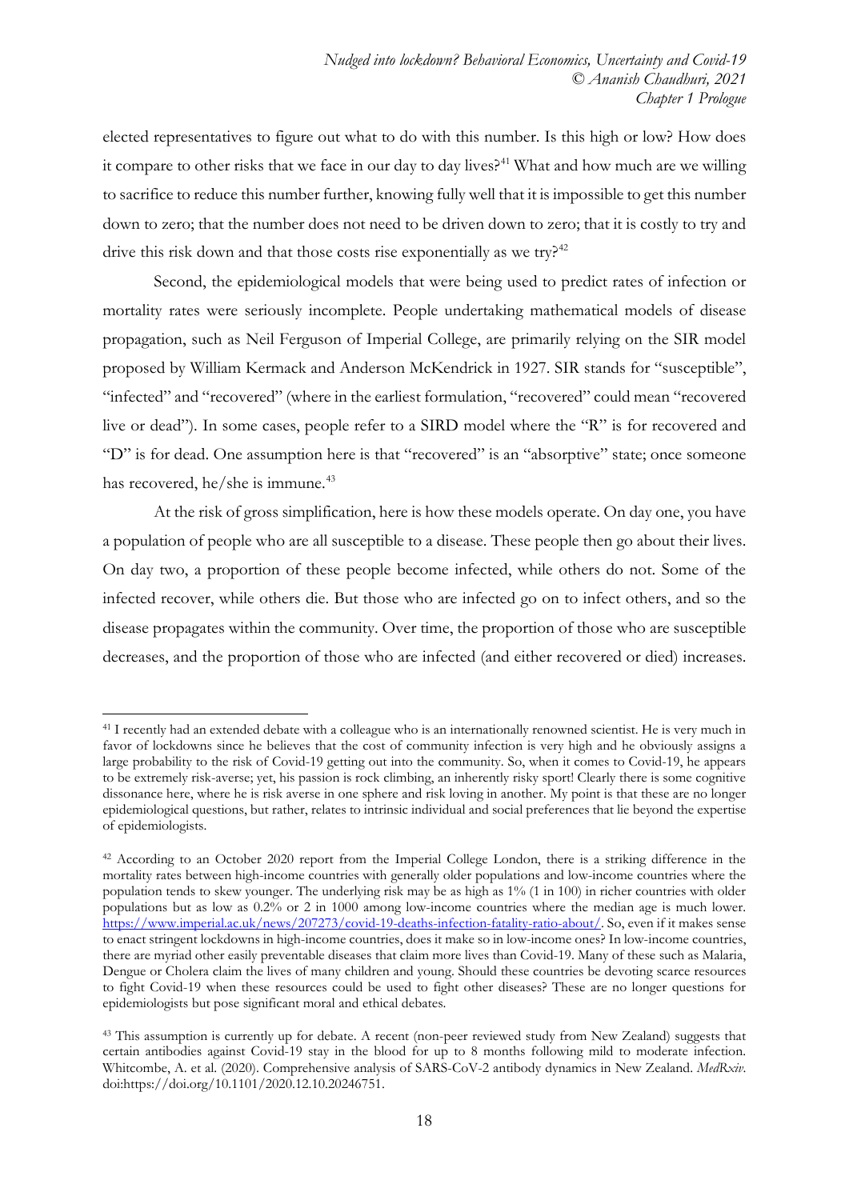elected representatives to figure out what to do with this number. Is this high or low? How does it compare to other risks that we face in our day to day lives?[41] What and how much are we willing to sacrifice to reduce this number further, knowing fully well that it is impossible to get this number down to zero; that the number does not need to be driven down to zero; that it is costly to try and drive this risk down and that those costs rise exponentially as we try?[42]

Second, the epidemiological models that were being used to predict rates of infection or mortality rates were seriously incomplete. People undertaking mathematical models of disease propagation, such as Neil Ferguson of Imperial College, are primarily relying on the SIR model proposed by William Kermack and Anderson McKendrick in 1927. SIR stands for "susceptible", "infected" and "recovered" (where in the earliest formulation, "recovered" could mean "recovered live or dead"). In some cases, people refer to a SIRD model where the "R" is for recovered and "D" is for dead. One assumption here is that "recovered" is an "absorptive" state; once someone has recovered, he/she is immune.[43]

At the risk of gross simplification, here is how these models operate. On day one, you have a population of people who are all susceptible to a disease. These people then go about their lives. On day two, a proportion of these people become infected, while others do not. Some of the infected recover, while others die. But those who are infected go on to infect others, and so the disease propagates within the community. Over time, the proportion of those who are susceptible decreases, and the proportion of those who are infected (and either recovered or died) increases.

---

[41] I recently had an extended debate with a colleague who is an internationally renowned scientist. He is very much in favor of lockdowns since he believes that the cost of community infection is very high and he obviously assigns a large probability to the risk of Covid-19 getting out into the community. So, when it comes to Covid-19, he appears to be extremely risk-averse; yet, his passion is rock climbing, an inherently risky sport! Clearly there is some cognitive dissonance here, where he is risk averse in one sphere and risk loving in another. My point is that these are no longer epidemiological questions, but rather, relates to intrinsic individual and social preferences that lie beyond the expertise of epidemiologists.

[42] According to an October 2020 report from the Imperial College London, there is a striking difference in the mortality rates between high-income countries with generally older populations and low-income countries where the population tends to skew younger. The underlying risk may be as high as 1% (1 in 100) in richer countries with older populations but as low as 0.2% or 2 in 1000 among low-income countries where the median age is much lower. https://www.imperial.ac.uk/news/207273/covid-19-deaths-infection-fatality-ratio-about/. So, even if it makes sense to enact stringent lockdowns in high-income countries, does it make so in low-income ones? In low-income countries, there are myriad other easily preventable diseases that claim more lives than Covid-19. Many of these such as Malaria, Dengue or Cholera claim the lives of many children and young. Should these countries be devoting scarce resources to fight Covid-19 when these resources could be used to fight other diseases? These are no longer questions for epidemiologists but pose significant moral and ethical debates.

[43] This assumption is currently up for debate. A recent (non-peer reviewed study from New Zealand) suggests that certain antibodies against Covid-19 stay in the blood for up to 8 months following mild to moderate infection. Whitcombe, A. et al. (2020). Comprehensive analysis of SARS-CoV-2 antibody dynamics in New Zealand. *MedRxiv*. doi:https://doi.org/10.1101/2020.12.10.20246751.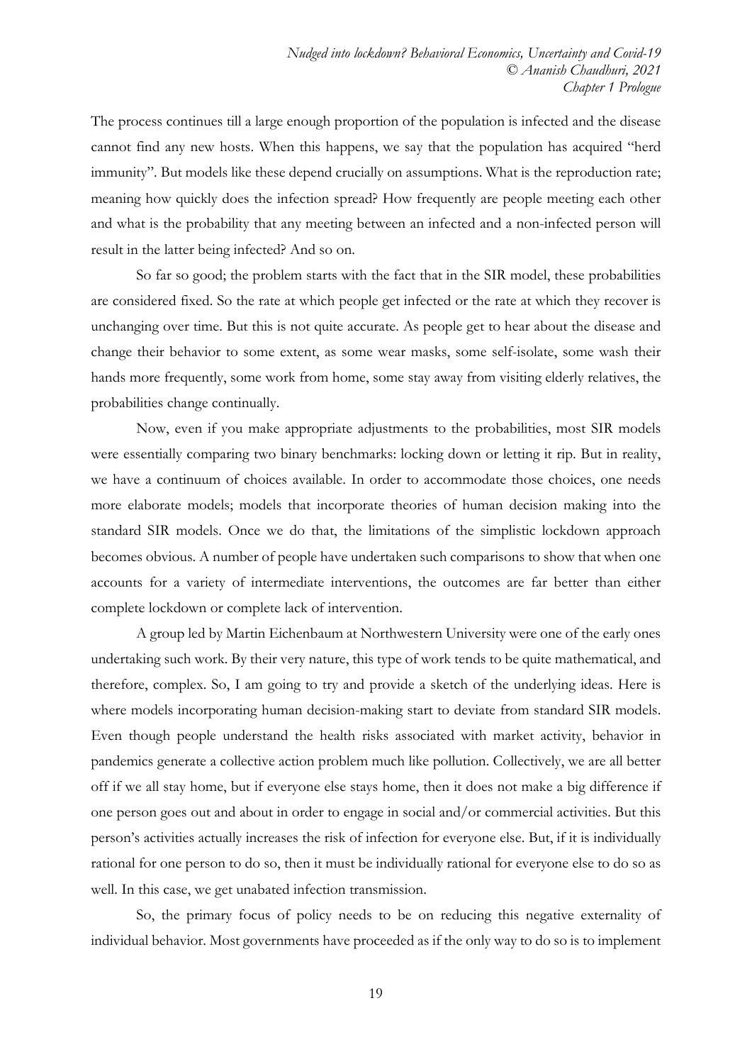The process continues till a large enough proportion of the population is infected and the disease cannot find any new hosts. When this happens, we say that the population has acquired "herd immunity". But models like these depend crucially on assumptions. What is the reproduction rate; meaning how quickly does the infection spread? How frequently are people meeting each other and what is the probability that any meeting between an infected and a non-infected person will result in the latter being infected? And so on.

So far so good; the problem starts with the fact that in the SIR model, these probabilities are considered fixed. So the rate at which people get infected or the rate at which they recover is unchanging over time. But this is not quite accurate. As people get to hear about the disease and change their behavior to some extent, as some wear masks, some self-isolate, some wash their hands more frequently, some work from home, some stay away from visiting elderly relatives, the probabilities change continually.

Now, even if you make appropriate adjustments to the probabilities, most SIR models were essentially comparing two binary benchmarks: locking down or letting it rip. But in reality, we have a continuum of choices available. In order to accommodate those choices, one needs more elaborate models; models that incorporate theories of human decision making into the standard SIR models. Once we do that, the limitations of the simplistic lockdown approach becomes obvious. A number of people have undertaken such comparisons to show that when one accounts for a variety of intermediate interventions, the outcomes are far better than either complete lockdown or complete lack of intervention.

A group led by Martin Eichenbaum at Northwestern University were one of the early ones undertaking such work. By their very nature, this type of work tends to be quite mathematical, and therefore, complex. So, I am going to try and provide a sketch of the underlying ideas. Here is where models incorporating human decision-making start to deviate from standard SIR models. Even though people understand the health risks associated with market activity, behavior in pandemics generate a collective action problem much like pollution. Collectively, we are all better off if we all stay home, but if everyone else stays home, then it does not make a big difference if one person goes out and about in order to engage in social and/or commercial activities. But this person's activities actually increases the risk of infection for everyone else. But, if it is individually rational for one person to do so, then it must be individually rational for everyone else to do so as well. In this case, we get unabated infection transmission.

So, the primary focus of policy needs to be on reducing this negative externality of individual behavior. Most governments have proceeded as if the only way to do so is to implement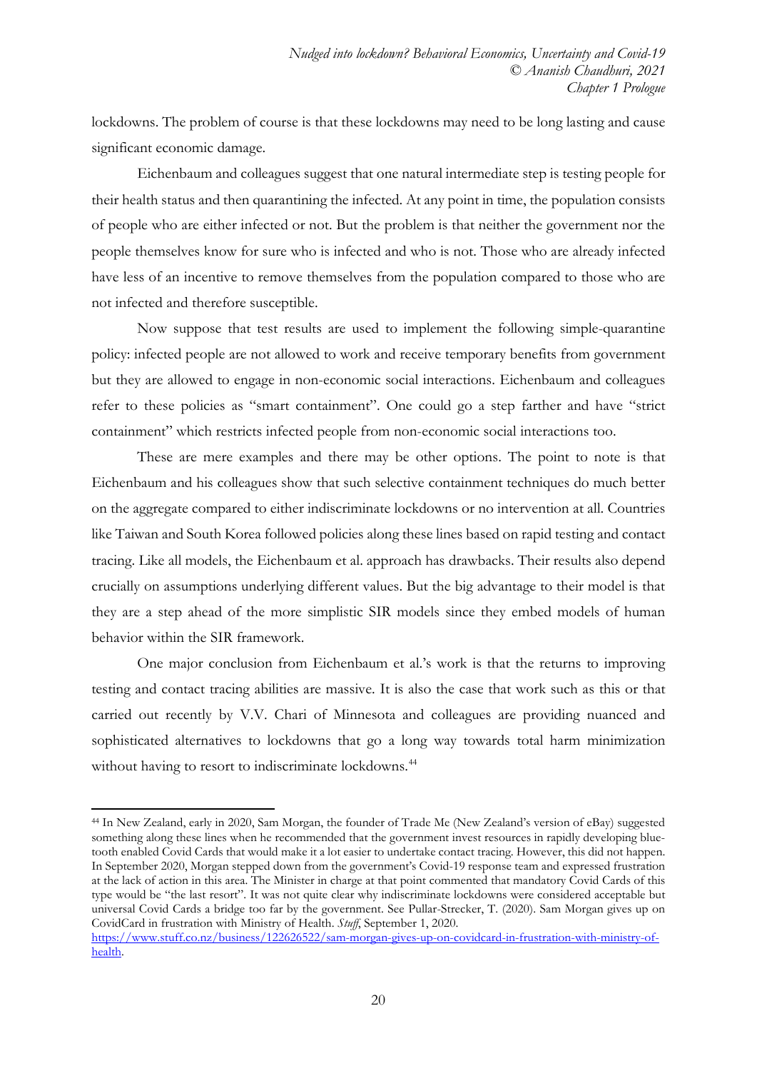lockdowns. The problem of course is that these lockdowns may need to be long lasting and cause significant economic damage.

Eichenbaum and colleagues suggest that one natural intermediate step is testing people for their health status and then quarantining the infected. At any point in time, the population consists of people who are either infected or not. But the problem is that neither the government nor the people themselves know for sure who is infected and who is not. Those who are already infected have less of an incentive to remove themselves from the population compared to those who are not infected and therefore susceptible.

Now suppose that test results are used to implement the following simple-quarantine policy: infected people are not allowed to work and receive temporary benefits from government but they are allowed to engage in non-economic social interactions. Eichenbaum and colleagues refer to these policies as "smart containment". One could go a step farther and have "strict containment" which restricts infected people from non-economic social interactions too.

These are mere examples and there may be other options. The point to note is that Eichenbaum and his colleagues show that such selective containment techniques do much better on the aggregate compared to either indiscriminate lockdowns or no intervention at all. Countries like Taiwan and South Korea followed policies along these lines based on rapid testing and contact tracing. Like all models, the Eichenbaum et al. approach has drawbacks. Their results also depend crucially on assumptions underlying different values. But the big advantage to their model is that they are a step ahead of the more simplistic SIR models since they embed models of human behavior within the SIR framework.

One major conclusion from Eichenbaum et al.'s work is that the returns to improving testing and contact tracing abilities are massive. It is also the case that work such as this or that carried out recently by V.V. Chari of Minnesota and colleagues are providing nuanced and sophisticated alternatives to lockdowns that go a long way towards total harm minimization without having to resort to indiscriminate lockdowns.[44]

---

[44] In New Zealand, early in 2020, Sam Morgan, the founder of Trade Me (New Zealand's version of eBay) suggested something along these lines when he recommended that the government invest resources in rapidly developing blue-tooth enabled Covid Cards that would make it a lot easier to undertake contact tracing. However, this did not happen. In September 2020, Morgan stepped down from the government's Covid-19 response team and expressed frustration at the lack of action in this area. The Minister in charge at that point commented that mandatory Covid Cards of this type would be "the last resort". It was not quite clear why indiscriminate lockdowns were considered acceptable but universal Covid Cards a bridge too far by the government. See Pullar-Strecker, T. (2020). Sam Morgan gives up on CovidCard in frustration with Ministry of Health. *Stuff*, September 1, 2020. https://www.stuff.co.nz/business/122626522/sam-morgan-gives-up-on-covidcard-in-frustration-with-ministry-of-health.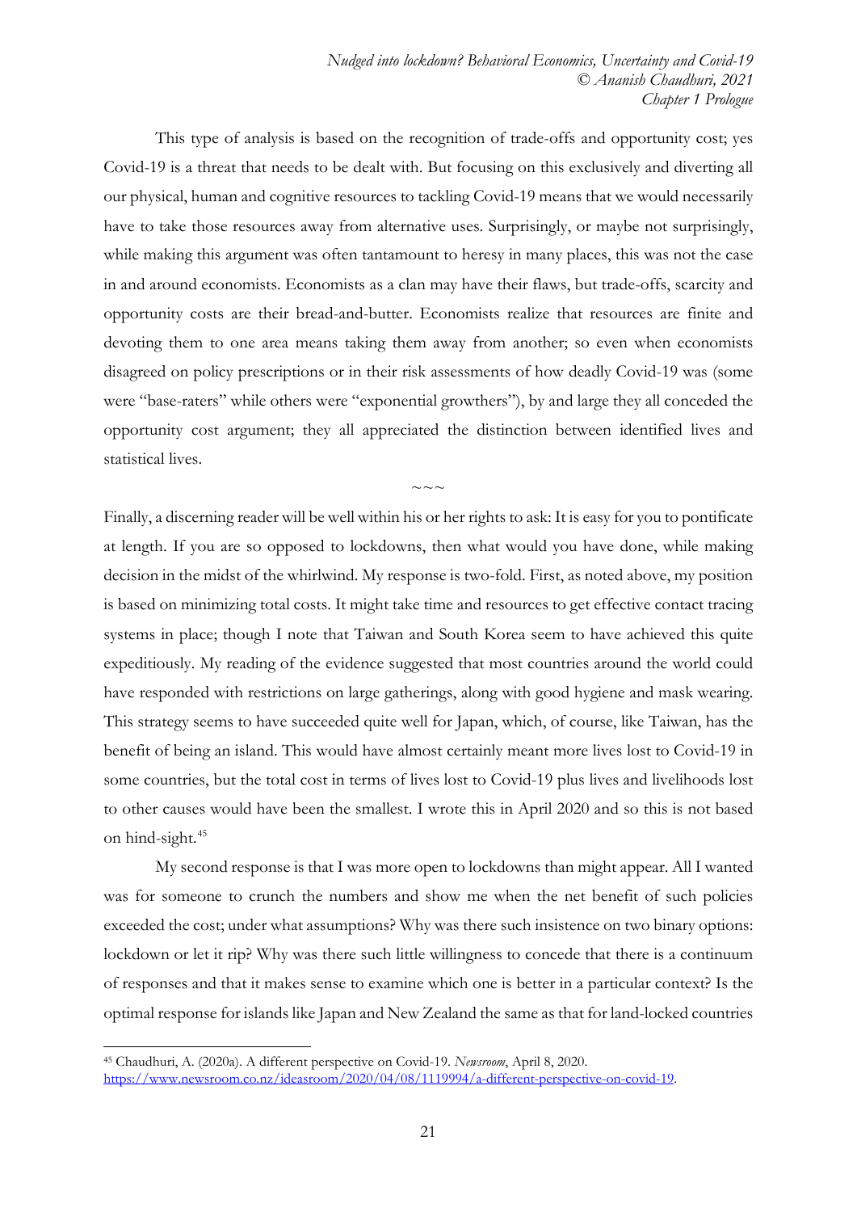This type of analysis is based on the recognition of trade-offs and opportunity cost; yes Covid-19 is a threat that needs to be dealt with. But focusing on this exclusively and diverting all our physical, human and cognitive resources to tackling Covid-19 means that we would necessarily have to take those resources away from alternative uses. Surprisingly, or maybe not surprisingly, while making this argument was often tantamount to heresy in many places, this was not the case in and around economists. Economists as a clan may have their flaws, but trade-offs, scarcity and opportunity costs are their bread-and-butter. Economists realize that resources are finite and devoting them to one area means taking them away from another; so even when economists disagreed on policy prescriptions or in their risk assessments of how deadly Covid-19 was (some were "base-raters" while others were "exponential growthers"), by and large they all conceded the opportunity cost argument; they all appreciated the distinction between identified lives and statistical lives.

~~~

Finally, a discerning reader will be well within his or her rights to ask: It is easy for you to pontificate at length. If you are so opposed to lockdowns, then what would you have done, while making decision in the midst of the whirlwind. My response is two-fold. First, as noted above, my position is based on minimizing total costs. It might take time and resources to get effective contact tracing systems in place; though I note that Taiwan and South Korea seem to have achieved this quite expeditiously. My reading of the evidence suggested that most countries around the world could have responded with restrictions on large gatherings, along with good hygiene and mask wearing. This strategy seems to have succeeded quite well for Japan, which, of course, like Taiwan, has the benefit of being an island. This would have almost certainly meant more lives lost to Covid-19 in some countries, but the total cost in terms of lives lost to Covid-19 plus lives and livelihoods lost to other causes would have been the smallest. I wrote this in April 2020 and so this is not based on hind-sight.[45]

My second response is that I was more open to lockdowns than might appear. All I wanted was for someone to crunch the numbers and show me when the net benefit of such policies exceeded the cost; under what assumptions? Why was there such insistence on two binary options: lockdown or let it rip? Why was there such little willingness to concede that there is a continuum of responses and that it makes sense to examine which one is better in a particular context? Is the optimal response for islands like Japan and New Zealand the same as that for land-locked countries

[45] Chaudhuri, A. (2020a). A different perspective on Covid-19. *Newsroom*, April 8, 2020. https://www.newsroom.co.nz/ideasroom/2020/04/08/1119994/a-different-perspective-on-covid-19.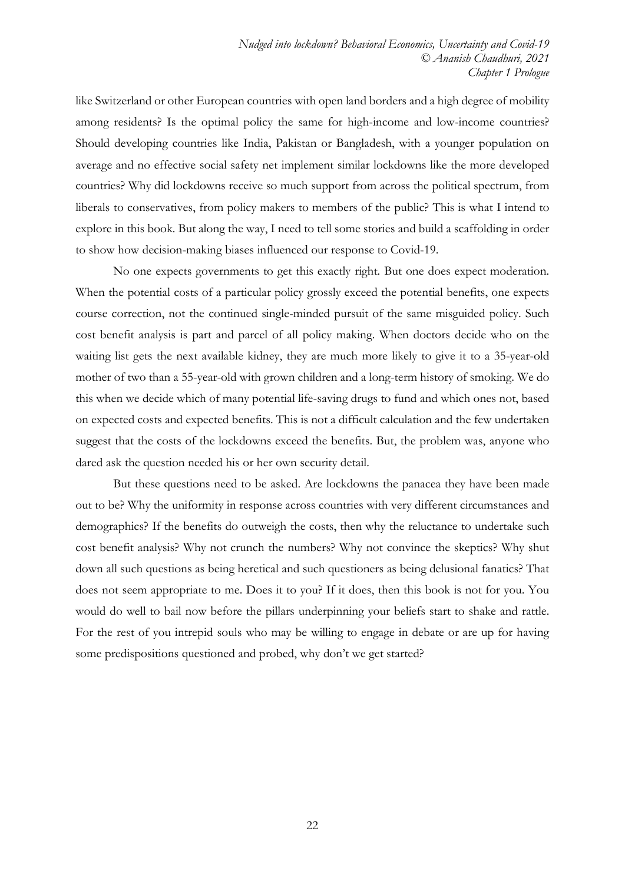like Switzerland or other European countries with open land borders and a high degree of mobility among residents? Is the optimal policy the same for high-income and low-income countries? Should developing countries like India, Pakistan or Bangladesh, with a younger population on average and no effective social safety net implement similar lockdowns like the more developed countries? Why did lockdowns receive so much support from across the political spectrum, from liberals to conservatives, from policy makers to members of the public? This is what I intend to explore in this book. But along the way, I need to tell some stories and build a scaffolding in order to show how decision-making biases influenced our response to Covid-19.

No one expects governments to get this exactly right. But one does expect moderation. When the potential costs of a particular policy grossly exceed the potential benefits, one expects course correction, not the continued single-minded pursuit of the same misguided policy. Such cost benefit analysis is part and parcel of all policy making. When doctors decide who on the waiting list gets the next available kidney, they are much more likely to give it to a 35-year-old mother of two than a 55-year-old with grown children and a long-term history of smoking. We do this when we decide which of many potential life-saving drugs to fund and which ones not, based on expected costs and expected benefits. This is not a difficult calculation and the few undertaken suggest that the costs of the lockdowns exceed the benefits. But, the problem was, anyone who dared ask the question needed his or her own security detail.

But these questions need to be asked. Are lockdowns the panacea they have been made out to be? Why the uniformity in response across countries with very different circumstances and demographics? If the benefits do outweigh the costs, then why the reluctance to undertake such cost benefit analysis? Why not crunch the numbers? Why not convince the skeptics? Why shut down all such questions as being heretical and such questioners as being delusional fanatics? That does not seem appropriate to me. Does it to you? If it does, then this book is not for you. You would do well to bail now before the pillars underpinning your beliefs start to shake and rattle. For the rest of you intrepid souls who may be willing to engage in debate or are up for having some predispositions questioned and probed, why don't we get started?